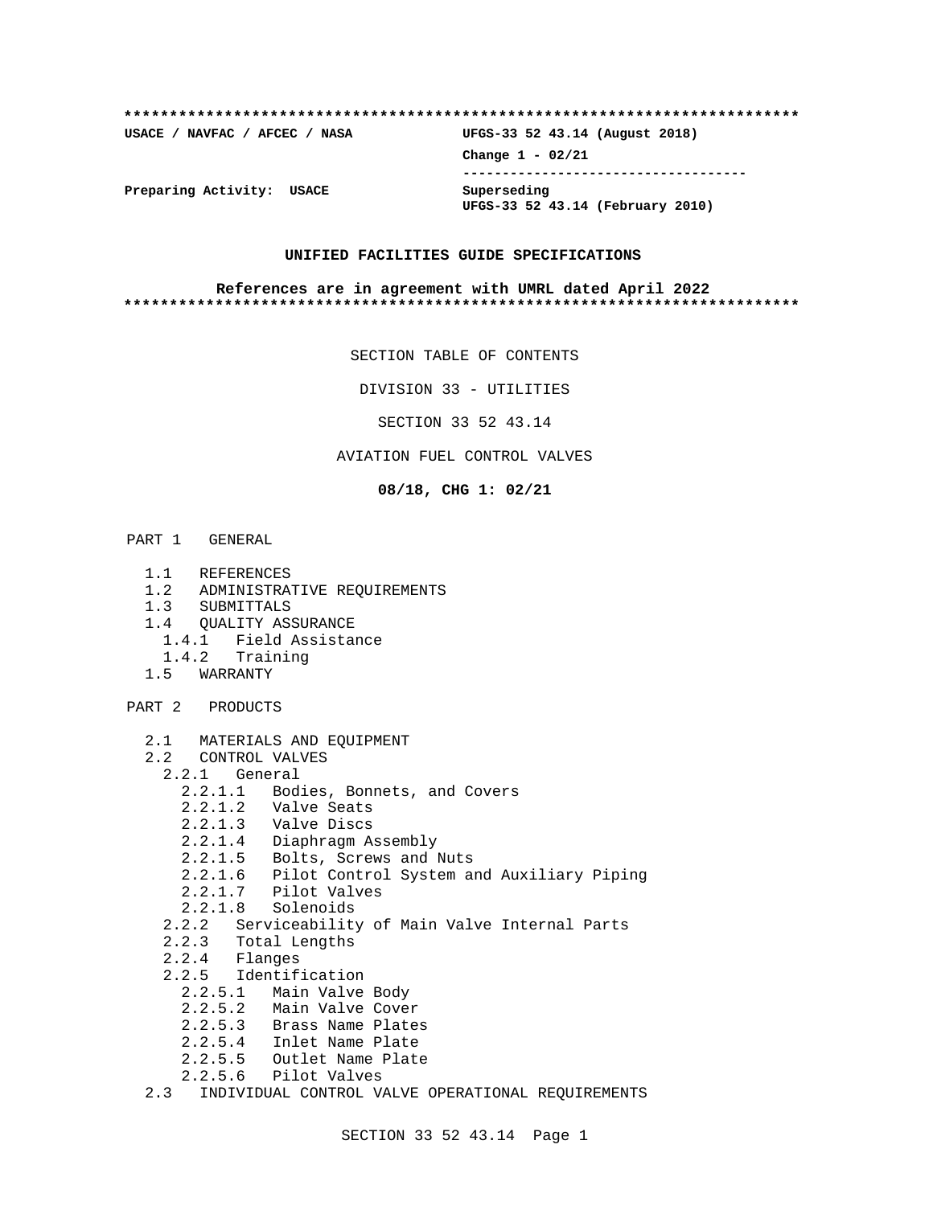**************************************************************************

**USACE / NAVFAC / AFCEC / NASA** **UFGS-33 52 43.14 (August 2018)**

**Change 1 - 02/21**

-----------------------------------

**Preparing Activity: USACE** **Superseding**
**UFGS-33 52 43.14 (February 2010)**

**UNIFIED FACILITIES GUIDE SPECIFICATIONS**

**References are in agreement with UMRL dated April 2022**

**************************************************************************

SECTION TABLE OF CONTENTS

DIVISION 33 - UTILITIES

SECTION 33 52 43.14

AVIATION FUEL CONTROL VALVES

**08/18, CHG 1: 02/21**

PART 1 GENERAL

- 1.1 REFERENCES
- 1.2 ADMINISTRATIVE REQUIREMENTS
- 1.3 SUBMITTALS
- 1.4 QUALITY ASSURANCE
  - 1.4.1 Field Assistance
  - 1.4.2 Training
- 1.5 WARRANTY

PART 2 PRODUCTS

- 2.1 MATERIALS AND EQUIPMENT
- 2.2 CONTROL VALVES
  - 2.2.1 General
    - 2.2.1.1 Bodies, Bonnets, and Covers
    - 2.2.1.2 Valve Seats
    - 2.2.1.3 Valve Discs
    - 2.2.1.4 Diaphragm Assembly
    - 2.2.1.5 Bolts, Screws and Nuts
    - 2.2.1.6 Pilot Control System and Auxiliary Piping
    - 2.2.1.7 Pilot Valves
    - 2.2.1.8 Solenoids
  - 2.2.2 Serviceability of Main Valve Internal Parts
  - 2.2.3 Total Lengths
  - 2.2.4 Flanges
  - 2.2.5 Identification
    - 2.2.5.1 Main Valve Body
    - 2.2.5.2 Main Valve Cover
    - 2.2.5.3 Brass Name Plates
    - 2.2.5.4 Inlet Name Plate
    - 2.2.5.5 Outlet Name Plate
    - 2.2.5.6 Pilot Valves
- 2.3 INDIVIDUAL CONTROL VALVE OPERATIONAL REQUIREMENTS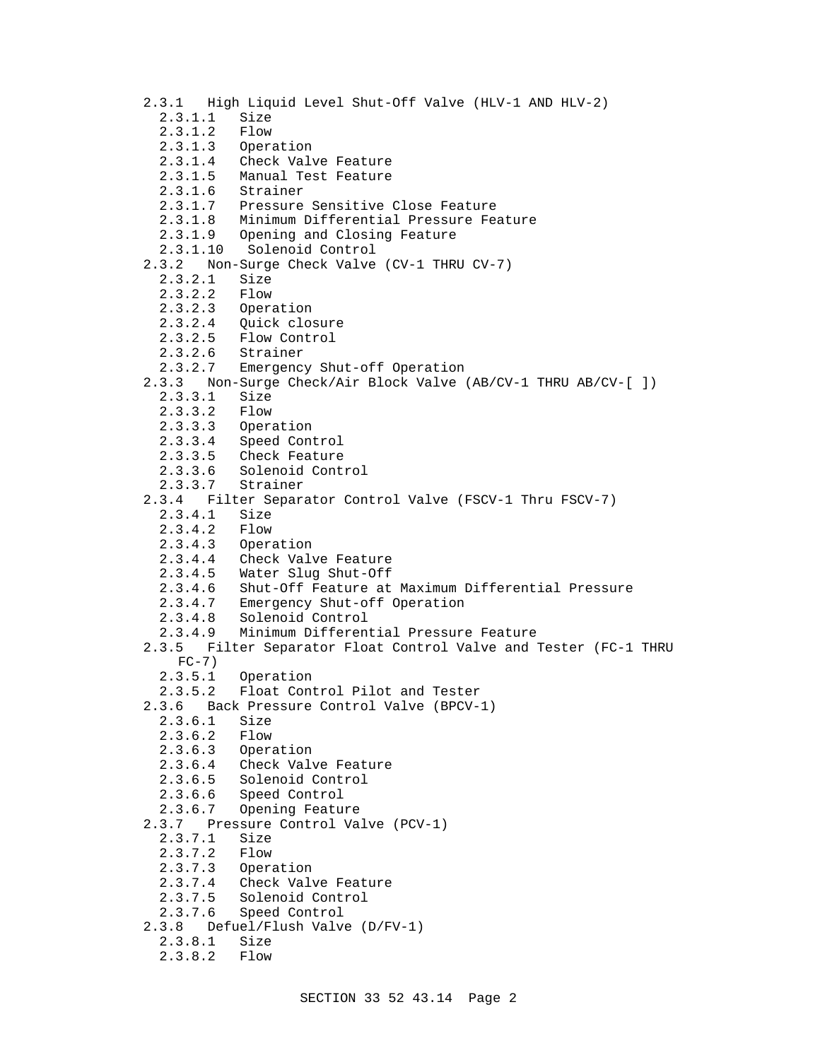2.3.1 High Liquid Level Shut-Off Valve (HLV-1 AND HLV-2)
  2.3.1.1 Size
  2.3.1.2 Flow
  2.3.1.3 Operation
  2.3.1.4 Check Valve Feature
  2.3.1.5 Manual Test Feature
  2.3.1.6 Strainer
  2.3.1.7 Pressure Sensitive Close Feature
  2.3.1.8 Minimum Differential Pressure Feature
  2.3.1.9 Opening and Closing Feature
  2.3.1.10 Solenoid Control
2.3.2 Non-Surge Check Valve (CV-1 THRU CV-7)
  2.3.2.1 Size
  2.3.2.2 Flow
  2.3.2.3 Operation
  2.3.2.4 Quick closure
  2.3.2.5 Flow Control
  2.3.2.6 Strainer
  2.3.2.7 Emergency Shut-off Operation
2.3.3 Non-Surge Check/Air Block Valve (AB/CV-1 THRU AB/CV-[ ])
  2.3.3.1 Size
  2.3.3.2 Flow
  2.3.3.3 Operation
  2.3.3.4 Speed Control
  2.3.3.5 Check Feature
  2.3.3.6 Solenoid Control
  2.3.3.7 Strainer
2.3.4 Filter Separator Control Valve (FSCV-1 Thru FSCV-7)
  2.3.4.1 Size
  2.3.4.2 Flow
  2.3.4.3 Operation
  2.3.4.4 Check Valve Feature
  2.3.4.5 Water Slug Shut-Off
  2.3.4.6 Shut-Off Feature at Maximum Differential Pressure
  2.3.4.7 Emergency Shut-off Operation
  2.3.4.8 Solenoid Control
  2.3.4.9 Minimum Differential Pressure Feature
2.3.5 Filter Separator Float Control Valve and Tester (FC-1 THRU FC-7)
  2.3.5.1 Operation
  2.3.5.2 Float Control Pilot and Tester
2.3.6 Back Pressure Control Valve (BPCV-1)
  2.3.6.1 Size
  2.3.6.2 Flow
  2.3.6.3 Operation
  2.3.6.4 Check Valve Feature
  2.3.6.5 Solenoid Control
  2.3.6.6 Speed Control
  2.3.6.7 Opening Feature
2.3.7 Pressure Control Valve (PCV-1)
  2.3.7.1 Size
  2.3.7.2 Flow
  2.3.7.3 Operation
  2.3.7.4 Check Valve Feature
  2.3.7.5 Solenoid Control
  2.3.7.6 Speed Control
2.3.8 Defuel/Flush Valve (D/FV-1)
  2.3.8.1 Size
  2.3.8.2 Flow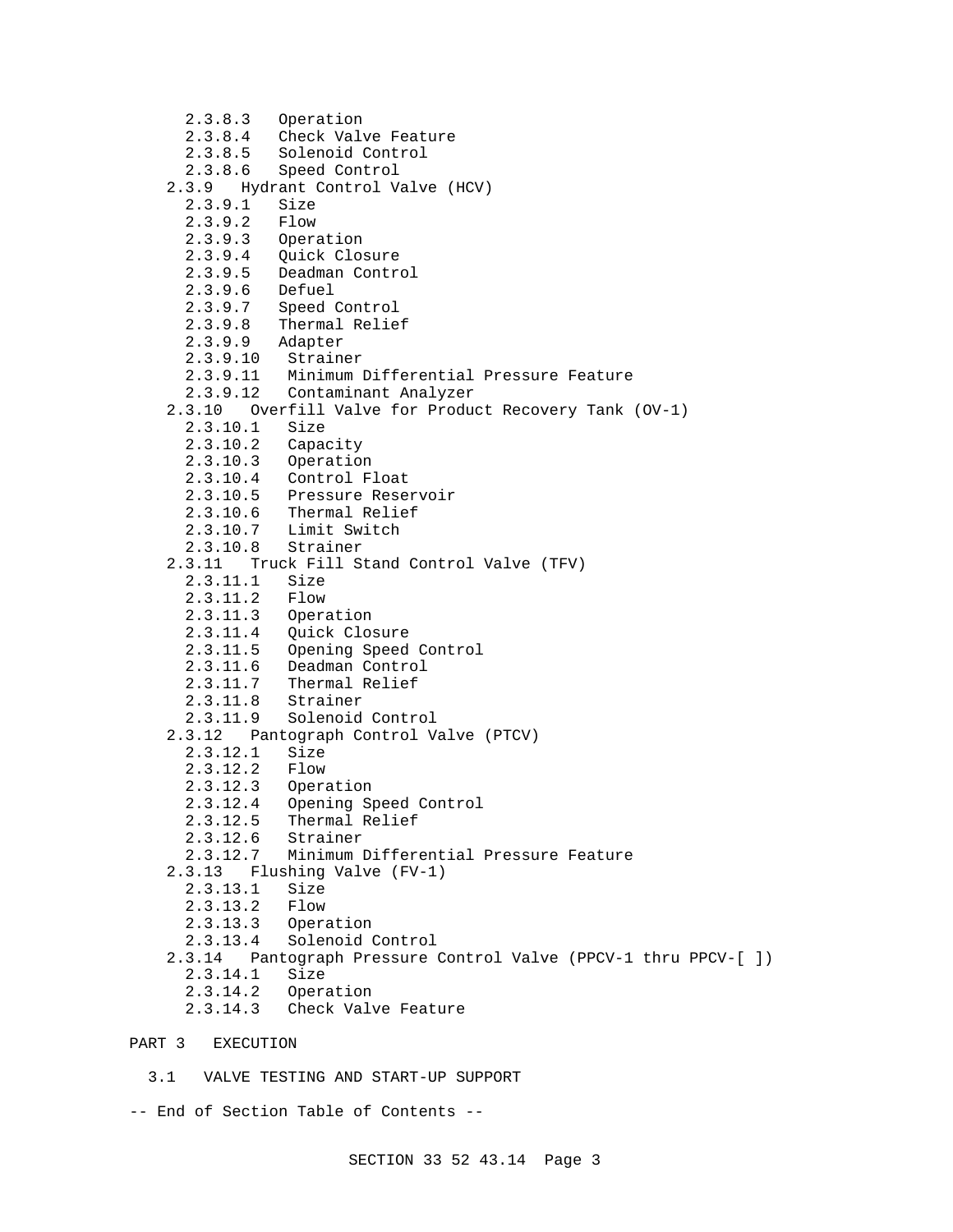2.3.8.3   Operation
      2.3.8.4   Check Valve Feature
      2.3.8.5   Solenoid Control
      2.3.8.6   Speed Control
    2.3.9   Hydrant Control Valve (HCV)
      2.3.9.1   Size
      2.3.9.2   Flow
      2.3.9.3   Operation
      2.3.9.4   Quick Closure
      2.3.9.5   Deadman Control
      2.3.9.6   Defuel
      2.3.9.7   Speed Control
      2.3.9.8   Thermal Relief
      2.3.9.9   Adapter
      2.3.9.10   Strainer
      2.3.9.11   Minimum Differential Pressure Feature
      2.3.9.12   Contaminant Analyzer
    2.3.10   Overfill Valve for Product Recovery Tank (OV-1)
      2.3.10.1   Size
      2.3.10.2   Capacity
      2.3.10.3   Operation
      2.3.10.4   Control Float
      2.3.10.5   Pressure Reservoir
      2.3.10.6   Thermal Relief
      2.3.10.7   Limit Switch
      2.3.10.8   Strainer
    2.3.11   Truck Fill Stand Control Valve (TFV)
      2.3.11.1   Size
      2.3.11.2   Flow
      2.3.11.3   Operation
      2.3.11.4   Quick Closure
      2.3.11.5   Opening Speed Control
      2.3.11.6   Deadman Control
      2.3.11.7   Thermal Relief
      2.3.11.8   Strainer
      2.3.11.9   Solenoid Control
    2.3.12   Pantograph Control Valve (PTCV)
      2.3.12.1   Size
      2.3.12.2   Flow
      2.3.12.3   Operation
      2.3.12.4   Opening Speed Control
      2.3.12.5   Thermal Relief
      2.3.12.6   Strainer
      2.3.12.7   Minimum Differential Pressure Feature
    2.3.13   Flushing Valve (FV-1)
      2.3.13.1   Size
      2.3.13.2   Flow
      2.3.13.3   Operation
      2.3.13.4   Solenoid Control
    2.3.14   Pantograph Pressure Control Valve (PPCV-1 thru PPCV-[ ])
      2.3.14.1   Size
      2.3.14.2   Operation
      2.3.14.3   Check Valve Feature

PART 3   EXECUTION

  3.1   VALVE TESTING AND START-UP SUPPORT

-- End of Section Table of Contents --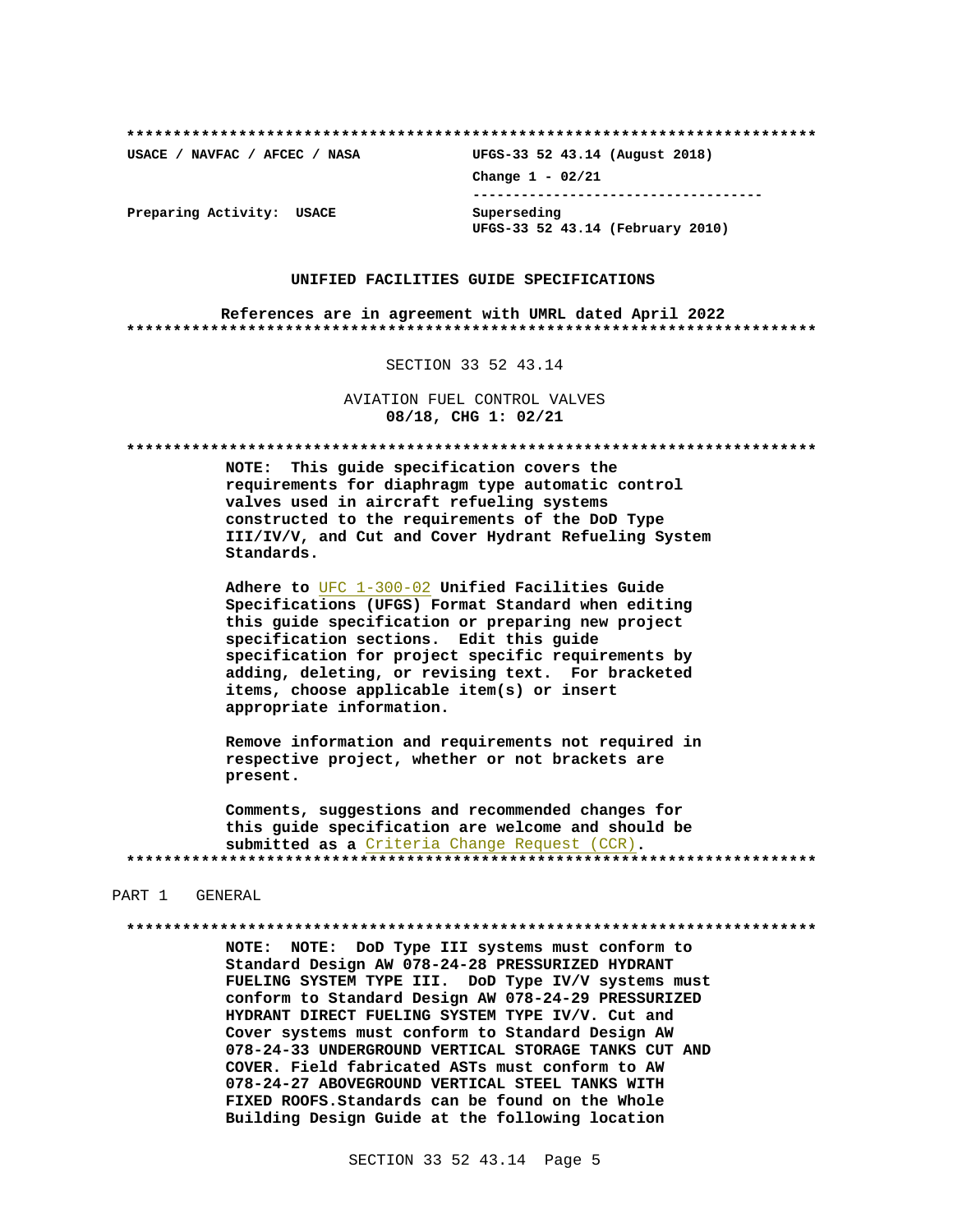**************************************************************************

USACE / NAVFAC / AFCEC / NASA UFGS-33 52 43.14 (August 2018)

Change 1 - 02/21

-----------------------------------

Preparing Activity: USACE

Superseding
UFGS-33 52 43.14 (February 2010)

**UNIFIED FACILITIES GUIDE SPECIFICATIONS**

**References are in agreement with UMRL dated April 2022**

**************************************************************************

SECTION 33 52 43.14

AVIATION FUEL CONTROL VALVES
**08/18, CHG 1: 02/21**

**************************************************************************

**NOTE: This guide specification covers the requirements for diaphragm type automatic control valves used in aircraft refueling systems constructed to the requirements of the DoD Type III/IV/V, and Cut and Cover Hydrant Refueling System Standards.**

**Adhere to** UFC 1-300-02 **Unified Facilities Guide Specifications (UFGS) Format Standard when editing this guide specification or preparing new project specification sections. Edit this guide specification for project specific requirements by adding, deleting, or revising text. For bracketed items, choose applicable item(s) or insert appropriate information.**

**Remove information and requirements not required in respective project, whether or not brackets are present.**

**Comments, suggestions and recommended changes for this guide specification are welcome and should be submitted as a** Criteria Change Request (CCR)**.**

**************************************************************************

PART 1 GENERAL

**************************************************************************

**NOTE: NOTE: DoD Type III systems must conform to Standard Design AW 078-24-28 PRESSURIZED HYDRANT FUELING SYSTEM TYPE III. DoD Type IV/V systems must conform to Standard Design AW 078-24-29 PRESSURIZED HYDRANT DIRECT FUELING SYSTEM TYPE IV/V. Cut and Cover systems must conform to Standard Design AW 078-24-33 UNDERGROUND VERTICAL STORAGE TANKS CUT AND COVER. Field fabricated ASTs must conform to AW 078-24-27 ABOVEGROUND VERTICAL STEEL TANKS WITH FIXED ROOFS.Standards can be found on the Whole Building Design Guide at the following location**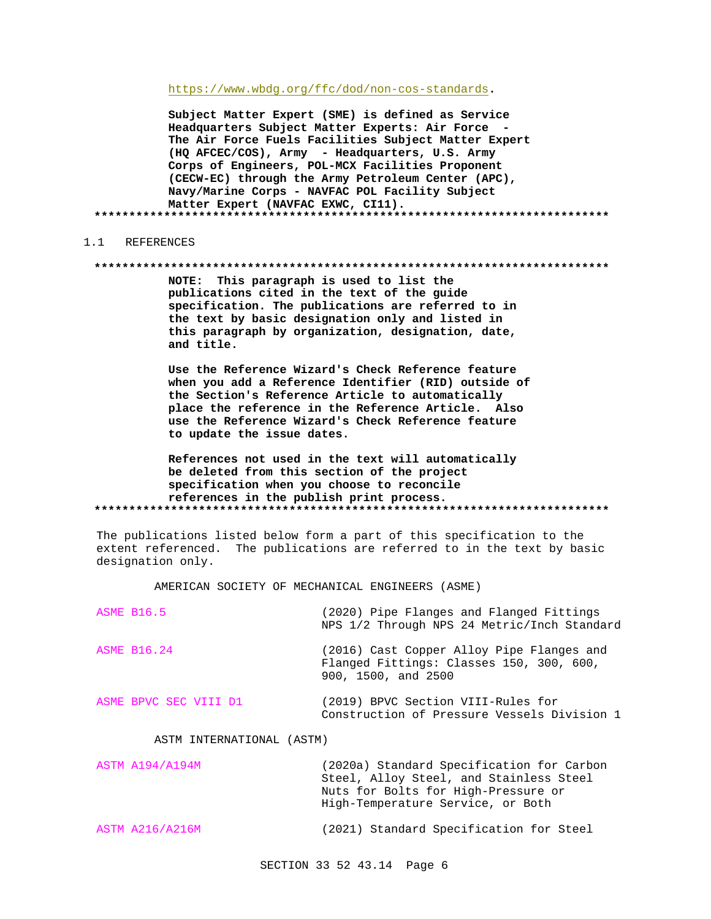https://www.wbdg.org/ffc/dod/non-cos-standards.

**Subject Matter Expert (SME) is defined as Service Headquarters Subject Matter Experts: Air Force - The Air Force Fuels Facilities Subject Matter Expert (HQ AFCEC/COS), Army - Headquarters, U.S. Army Corps of Engineers, POL-MCX Facilities Proponent (CECW-EC) through the Army Petroleum Center (APC), Navy/Marine Corps - NAVFAC POL Facility Subject Matter Expert (NAVFAC EXWC, CI11).**

**************************************************************************

## 1.1 REFERENCES

**************************************************************************

**NOTE: This paragraph is used to list the publications cited in the text of the guide specification. The publications are referred to in the text by basic designation only and listed in this paragraph by organization, designation, date, and title.**

**Use the Reference Wizard's Check Reference feature when you add a Reference Identifier (RID) outside of the Section's Reference Article to automatically place the reference in the Reference Article. Also use the Reference Wizard's Check Reference feature to update the issue dates.**

**References not used in the text will automatically be deleted from this section of the project specification when you choose to reconcile references in the publish print process.**

**************************************************************************

The publications listed below form a part of this specification to the extent referenced. The publications are referred to in the text by basic designation only.

AMERICAN SOCIETY OF MECHANICAL ENGINEERS (ASME)

| | |
|---|---|
| ASME B16.5 | (2020) Pipe Flanges and Flanged Fittings NPS 1/2 Through NPS 24 Metric/Inch Standard |
| ASME B16.24 | (2016) Cast Copper Alloy Pipe Flanges and Flanged Fittings: Classes 150, 300, 600, 900, 1500, and 2500 |
| ASME BPVC SEC VIII D1 | (2019) BPVC Section VIII-Rules for Construction of Pressure Vessels Division 1 |

ASTM INTERNATIONAL (ASTM)

| | |
|---|---|
| ASTM A194/A194M | (2020a) Standard Specification for Carbon Steel, Alloy Steel, and Stainless Steel Nuts for Bolts for High-Pressure or High-Temperature Service, or Both |
| ASTM A216/A216M | (2021) Standard Specification for Steel |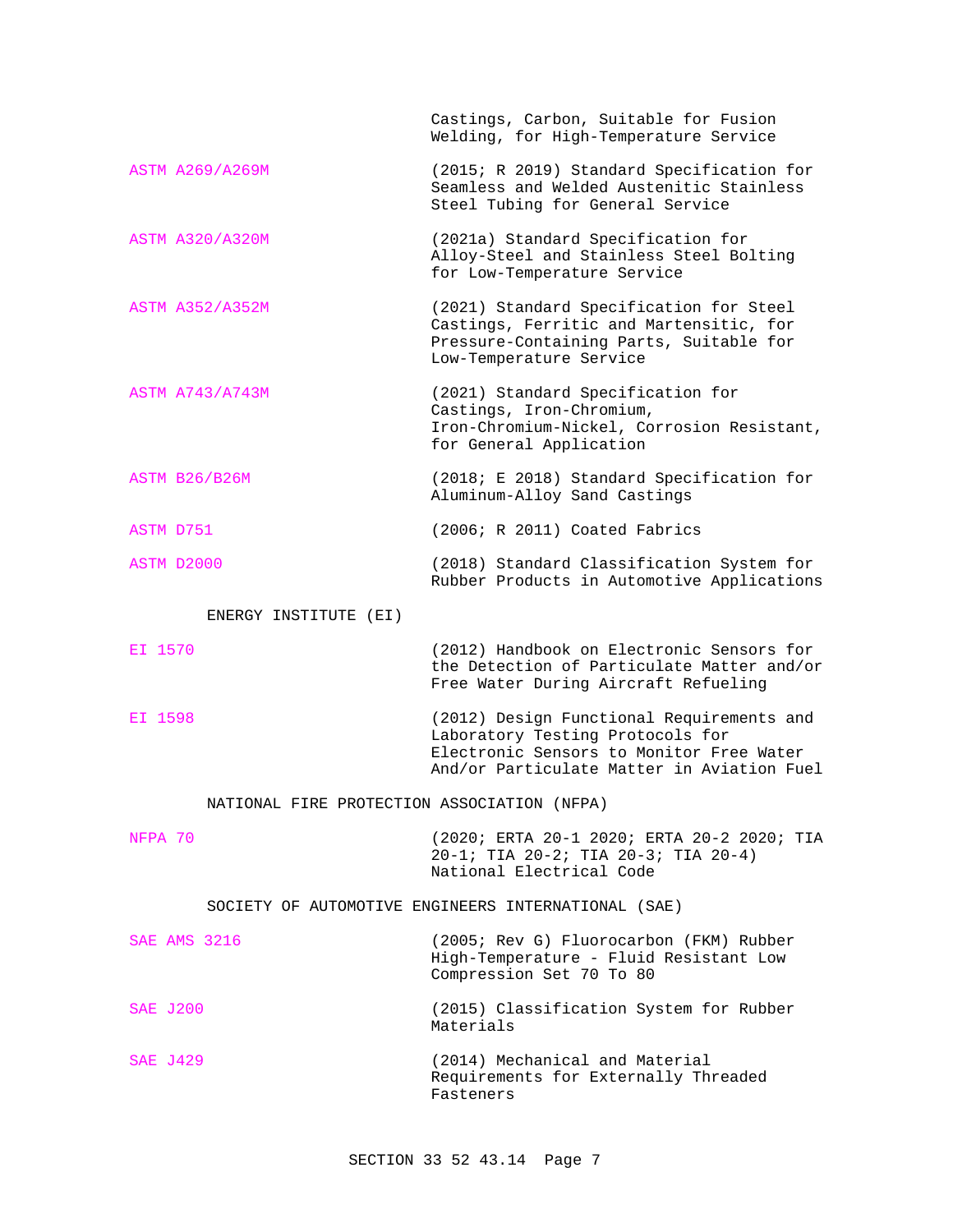Castings, Carbon, Suitable for Fusion Welding, for High-Temperature Service

ASTM A269/A269M (2015; R 2019) Standard Specification for Seamless and Welded Austenitic Stainless Steel Tubing for General Service

ASTM A320/A320M (2021a) Standard Specification for Alloy-Steel and Stainless Steel Bolting for Low-Temperature Service

ASTM A352/A352M (2021) Standard Specification for Steel Castings, Ferritic and Martensitic, for Pressure-Containing Parts, Suitable for Low-Temperature Service

ASTM A743/A743M (2021) Standard Specification for Castings, Iron-Chromium, Iron-Chromium-Nickel, Corrosion Resistant, for General Application

ASTM B26/B26M (2018; E 2018) Standard Specification for Aluminum-Alloy Sand Castings

ASTM D751 (2006; R 2011) Coated Fabrics

ASTM D2000 (2018) Standard Classification System for Rubber Products in Automotive Applications

ENERGY INSTITUTE (EI)

EI 1570 (2012) Handbook on Electronic Sensors for the Detection of Particulate Matter and/or Free Water During Aircraft Refueling

EI 1598 (2012) Design Functional Requirements and Laboratory Testing Protocols for Electronic Sensors to Monitor Free Water And/or Particulate Matter in Aviation Fuel

NATIONAL FIRE PROTECTION ASSOCIATION (NFPA)

NFPA 70 (2020; ERTA 20-1 2020; ERTA 20-2 2020; TIA 20-1; TIA 20-2; TIA 20-3; TIA 20-4) National Electrical Code

SOCIETY OF AUTOMOTIVE ENGINEERS INTERNATIONAL (SAE)

SAE AMS 3216 (2005; Rev G) Fluorocarbon (FKM) Rubber High-Temperature - Fluid Resistant Low Compression Set 70 To 80

SAE J200 (2015) Classification System for Rubber Materials

SAE J429 (2014) Mechanical and Material Requirements for Externally Threaded Fasteners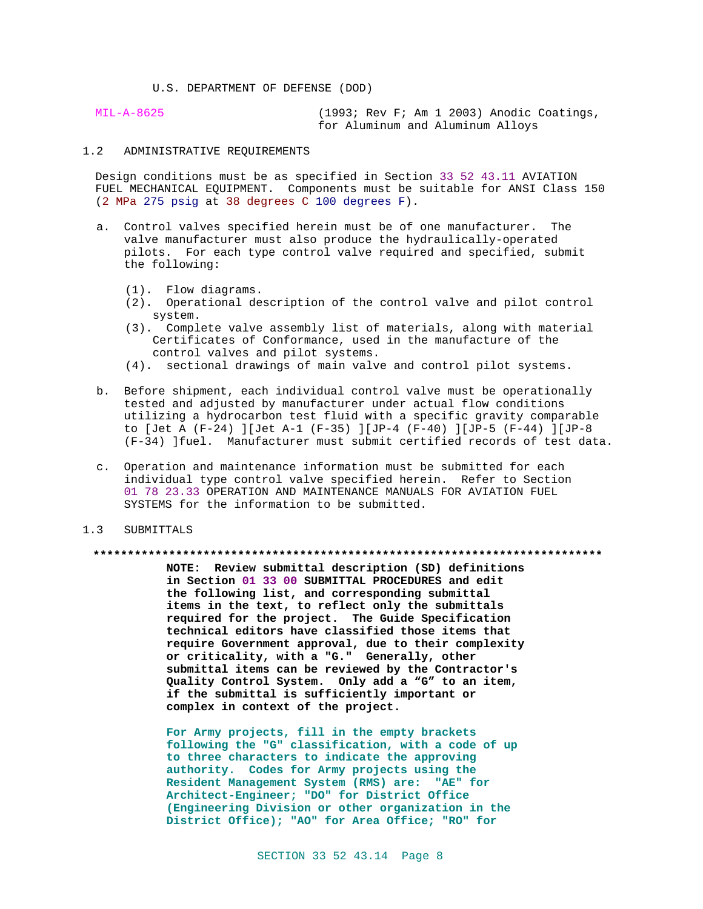U.S. DEPARTMENT OF DEFENSE (DOD)

MIL-A-8625 (1993; Rev F; Am 1 2003) Anodic Coatings, for Aluminum and Aluminum Alloys

## 1.2 ADMINISTRATIVE REQUIREMENTS

Design conditions must be as specified in Section 33 52 43.11 AVIATION FUEL MECHANICAL EQUIPMENT. Components must be suitable for ANSI Class 150 (2 MPa 275 psig at 38 degrees C 100 degrees F).

a. Control valves specified herein must be of one manufacturer. The valve manufacturer must also produce the hydraulically-operated pilots. For each type control valve required and specified, submit the following:

   (1). Flow diagrams.
   (2). Operational description of the control valve and pilot control system.
   (3). Complete valve assembly list of materials, along with material Certificates of Conformance, used in the manufacture of the control valves and pilot systems.
   (4). sectional drawings of main valve and control pilot systems.

b. Before shipment, each individual control valve must be operationally tested and adjusted by manufacturer under actual flow conditions utilizing a hydrocarbon test fluid with a specific gravity comparable to [Jet A (F-24) ][Jet A-1 (F-35) ][JP-4 (F-40) ][JP-5 (F-44) ][JP-8 (F-34) ]fuel. Manufacturer must submit certified records of test data.

c. Operation and maintenance information must be submitted for each individual type control valve specified herein. Refer to Section 01 78 23.33 OPERATION AND MAINTENANCE MANUALS FOR AVIATION FUEL SYSTEMS for the information to be submitted.

## 1.3 SUBMITTALS

**************************************************************************

**NOTE: Review submittal description (SD) definitions in Section 01 33 00 SUBMITTAL PROCEDURES and edit the following list, and corresponding submittal items in the text, to reflect only the submittals required for the project. The Guide Specification technical editors have classified those items that require Government approval, due to their complexity or criticality, with a "G." Generally, other submittal items can be reviewed by the Contractor's Quality Control System. Only add a "G" to an item, if the submittal is sufficiently important or complex in context of the project.**

**For Army projects, fill in the empty brackets following the "G" classification, with a code of up to three characters to indicate the approving authority. Codes for Army projects using the Resident Management System (RMS) are: "AE" for Architect-Engineer; "DO" for District Office (Engineering Division or other organization in the District Office); "AO" for Area Office; "RO" for**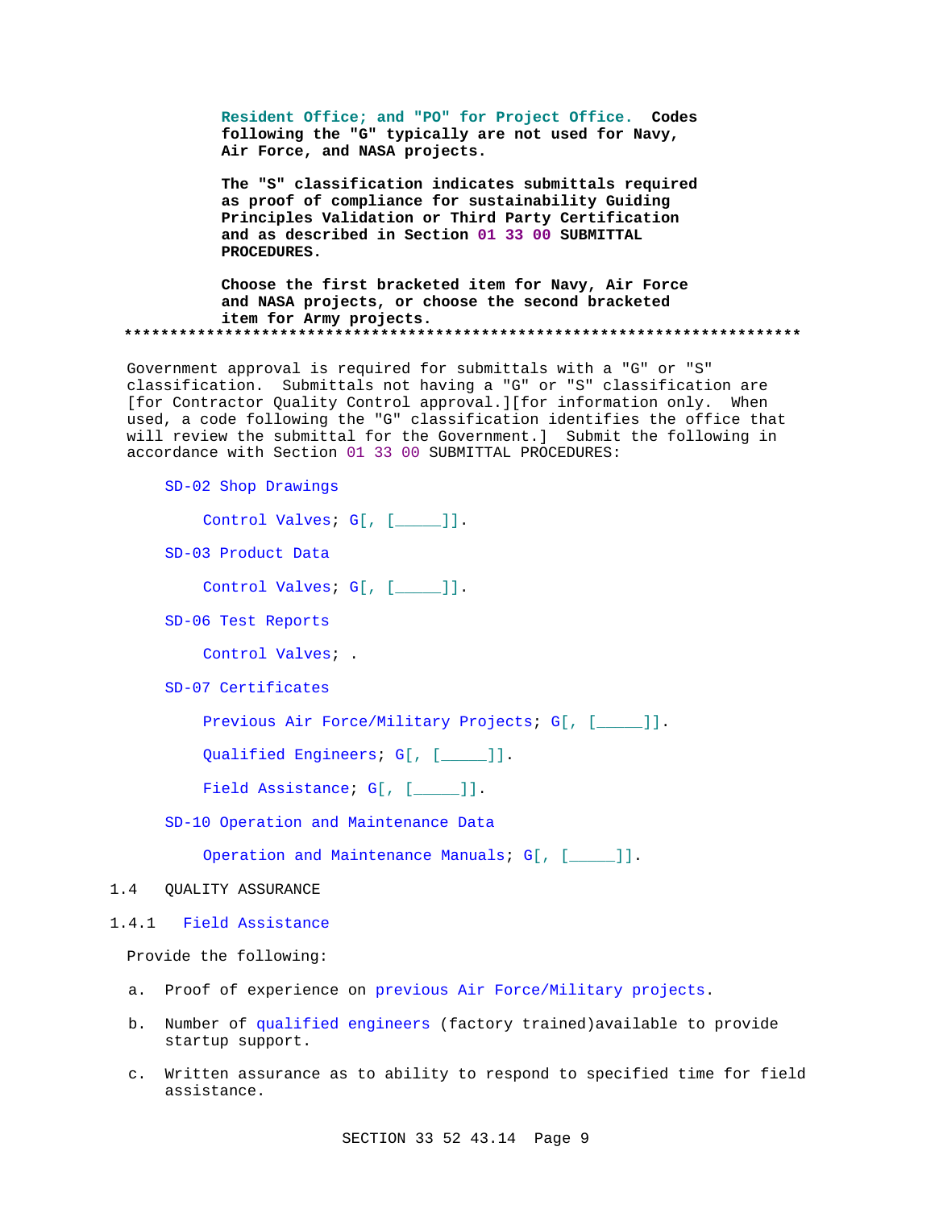**Resident Office; and "PO" for Project Office. Codes following the "G" typically are not used for Navy, Air Force, and NASA projects.**

**The "S" classification indicates submittals required as proof of compliance for sustainability Guiding Principles Validation or Third Party Certification and as described in Section 01 33 00 SUBMITTAL PROCEDURES.**

**Choose the first bracketed item for Navy, Air Force and NASA projects, or choose the second bracketed item for Army projects.**

**************************************************************************

Government approval is required for submittals with a "G" or "S" classification. Submittals not having a "G" or "S" classification are [for Contractor Quality Control approval.][for information only. When used, a code following the "G" classification identifies the office that will review the submittal for the Government.] Submit the following in accordance with Section 01 33 00 SUBMITTAL PROCEDURES:

SD-02 Shop Drawings

Control Valves; G[, [_____]].

SD-03 Product Data

Control Valves; G[, [_____]].

SD-06 Test Reports

Control Valves; .

SD-07 Certificates

Previous Air Force/Military Projects; G[, [_____]].

Qualified Engineers; G[, [_____]].

Field Assistance; G[, [_____]].

SD-10 Operation and Maintenance Data

Operation and Maintenance Manuals; G[, [_____]].

## 1.4 QUALITY ASSURANCE

### 1.4.1 Field Assistance

Provide the following:

a. Proof of experience on previous Air Force/Military projects.

b. Number of qualified engineers (factory trained)available to provide startup support.

c. Written assurance as to ability to respond to specified time for field assistance.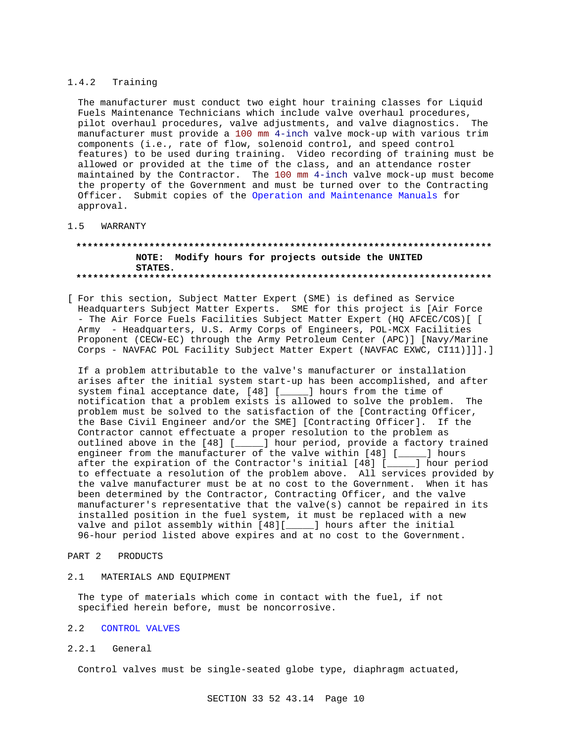### 1.4.2 Training

The manufacturer must conduct two eight hour training classes for Liquid Fuels Maintenance Technicians which include valve overhaul procedures, pilot overhaul procedures, valve adjustments, and valve diagnostics. The manufacturer must provide a 100 mm 4-inch valve mock-up with various trim components (i.e., rate of flow, solenoid control, and speed control features) to be used during training. Video recording of training must be allowed or provided at the time of the class, and an attendance roster maintained by the Contractor. The 100 mm 4-inch valve mock-up must become the property of the Government and must be turned over to the Contracting Officer. Submit copies of the Operation and Maintenance Manuals for approval.

## 1.5 WARRANTY

**************************************************************************

**NOTE: Modify hours for projects outside the UNITED STATES.**

**************************************************************************

[ For this section, Subject Matter Expert (SME) is defined as Service Headquarters Subject Matter Experts. SME for this project is [Air Force - The Air Force Fuels Facilities Subject Matter Expert (HQ AFCEC/COS)[ [ Army - Headquarters, U.S. Army Corps of Engineers, POL-MCX Facilities Proponent (CECW-EC) through the Army Petroleum Center (APC)] [Navy/Marine Corps - NAVFAC POL Facility Subject Matter Expert (NAVFAC EXWC, CI11)]]].]

If a problem attributable to the valve's manufacturer or installation arises after the initial system start-up has been accomplished, and after system final acceptance date, [48] [_____] hours from the time of notification that a problem exists is allowed to solve the problem. The problem must be solved to the satisfaction of the [Contracting Officer, the Base Civil Engineer and/or the SME] [Contracting Officer]. If the Contractor cannot effectuate a proper resolution to the problem as outlined above in the [48] [_____] hour period, provide a factory trained engineer from the manufacturer of the valve within [48] [_____] hours after the expiration of the Contractor's initial [48] [_____] hour period to effectuate a resolution of the problem above. All services provided by the valve manufacturer must be at no cost to the Government. When it has been determined by the Contractor, Contracting Officer, and the valve manufacturer's representative that the valve(s) cannot be repaired in its installed position in the fuel system, it must be replaced with a new valve and pilot assembly within [48][_____] hours after the initial 96-hour period listed above expires and at no cost to the Government.

# PART 2 PRODUCTS

## 2.1 MATERIALS AND EQUIPMENT

The type of materials which come in contact with the fuel, if not specified herein before, must be noncorrosive.

## 2.2 CONTROL VALVES

### 2.2.1 General

Control valves must be single-seated globe type, diaphragm actuated,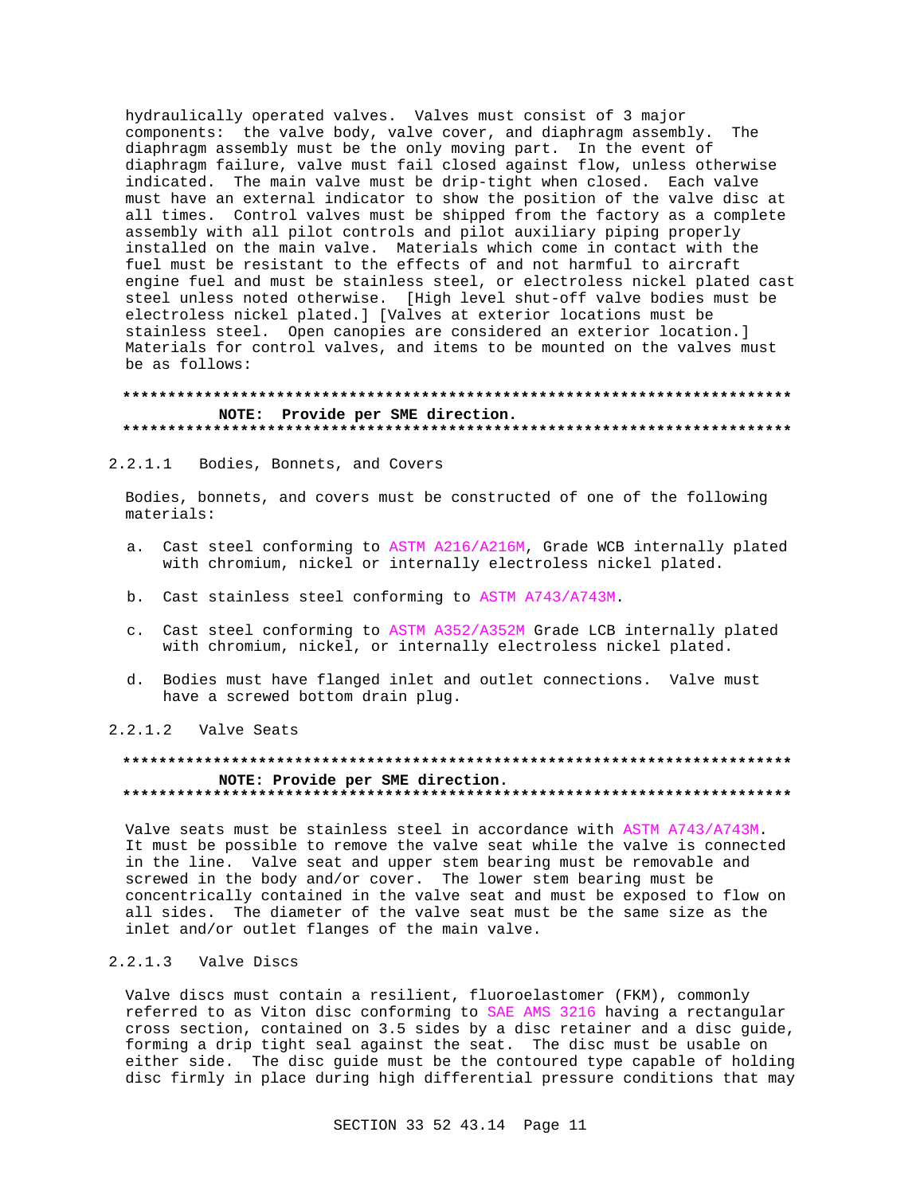hydraulically operated valves. Valves must consist of 3 major components: the valve body, valve cover, and diaphragm assembly. The diaphragm assembly must be the only moving part. In the event of diaphragm failure, valve must fail closed against flow, unless otherwise indicated. The main valve must be drip-tight when closed. Each valve must have an external indicator to show the position of the valve disc at all times. Control valves must be shipped from the factory as a complete assembly with all pilot controls and pilot auxiliary piping properly installed on the main valve. Materials which come in contact with the fuel must be resistant to the effects of and not harmful to aircraft engine fuel and must be stainless steel, or electroless nickel plated cast steel unless noted otherwise. [High level shut-off valve bodies must be electroless nickel plated.] [Valves at exterior locations must be stainless steel. Open canopies are considered an exterior location.] Materials for control valves, and items to be mounted on the valves must be as follows:

**************************************************************************

**NOTE: Provide per SME direction.**

**************************************************************************

#### 2.2.1.1 Bodies, Bonnets, and Covers

Bodies, bonnets, and covers must be constructed of one of the following materials:

a. Cast steel conforming to ASTM A216/A216M, Grade WCB internally plated with chromium, nickel or internally electroless nickel plated.

b. Cast stainless steel conforming to ASTM A743/A743M.

c. Cast steel conforming to ASTM A352/A352M Grade LCB internally plated with chromium, nickel, or internally electroless nickel plated.

d. Bodies must have flanged inlet and outlet connections. Valve must have a screwed bottom drain plug.

#### 2.2.1.2 Valve Seats

**************************************************************************

**NOTE: Provide per SME direction.**

**************************************************************************

Valve seats must be stainless steel in accordance with ASTM A743/A743M. It must be possible to remove the valve seat while the valve is connected in the line. Valve seat and upper stem bearing must be removable and screwed in the body and/or cover. The lower stem bearing must be concentrically contained in the valve seat and must be exposed to flow on all sides. The diameter of the valve seat must be the same size as the inlet and/or outlet flanges of the main valve.

#### 2.2.1.3 Valve Discs

Valve discs must contain a resilient, fluoroelastomer (FKM), commonly referred to as Viton disc conforming to SAE AMS 3216 having a rectangular cross section, contained on 3.5 sides by a disc retainer and a disc guide, forming a drip tight seal against the seat. The disc must be usable on either side. The disc guide must be the contoured type capable of holding disc firmly in place during high differential pressure conditions that may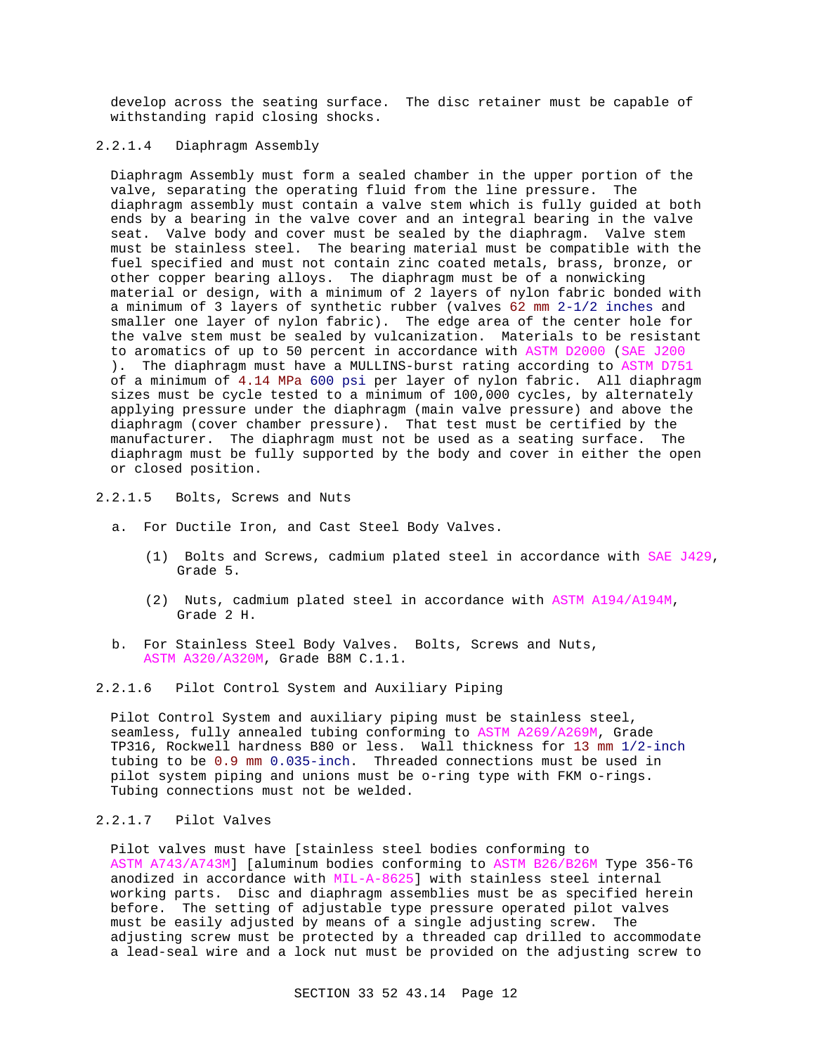develop across the seating surface. The disc retainer must be capable of withstanding rapid closing shocks.

#### 2.2.1.4 Diaphragm Assembly

Diaphragm Assembly must form a sealed chamber in the upper portion of the valve, separating the operating fluid from the line pressure. The diaphragm assembly must contain a valve stem which is fully guided at both ends by a bearing in the valve cover and an integral bearing in the valve seat. Valve body and cover must be sealed by the diaphragm. Valve stem must be stainless steel. The bearing material must be compatible with the fuel specified and must not contain zinc coated metals, brass, bronze, or other copper bearing alloys. The diaphragm must be of a nonwicking material or design, with a minimum of 2 layers of nylon fabric bonded with a minimum of 3 layers of synthetic rubber (valves 62 mm 2-1/2 inches and smaller one layer of nylon fabric). The edge area of the center hole for the valve stem must be sealed by vulcanization. Materials to be resistant to aromatics of up to 50 percent in accordance with ASTM D2000 (SAE J200 ). The diaphragm must have a MULLINS-burst rating according to ASTM D751 of a minimum of 4.14 MPa 600 psi per layer of nylon fabric. All diaphragm sizes must be cycle tested to a minimum of 100,000 cycles, by alternately applying pressure under the diaphragm (main valve pressure) and above the diaphragm (cover chamber pressure). That test must be certified by the manufacturer. The diaphragm must not be used as a seating surface. The diaphragm must be fully supported by the body and cover in either the open or closed position.

#### 2.2.1.5 Bolts, Screws and Nuts

a. For Ductile Iron, and Cast Steel Body Valves.

   (1) Bolts and Screws, cadmium plated steel in accordance with SAE J429, Grade 5.

   (2) Nuts, cadmium plated steel in accordance with ASTM A194/A194M, Grade 2 H.

b. For Stainless Steel Body Valves. Bolts, Screws and Nuts, ASTM A320/A320M, Grade B8M C.1.1.

#### 2.2.1.6 Pilot Control System and Auxiliary Piping

Pilot Control System and auxiliary piping must be stainless steel, seamless, fully annealed tubing conforming to ASTM A269/A269M, Grade TP316, Rockwell hardness B80 or less. Wall thickness for 13 mm 1/2-inch tubing to be 0.9 mm 0.035-inch. Threaded connections must be used in pilot system piping and unions must be o-ring type with FKM o-rings. Tubing connections must not be welded.

#### 2.2.1.7 Pilot Valves

Pilot valves must have [stainless steel bodies conforming to ASTM A743/A743M] [aluminum bodies conforming to ASTM B26/B26M Type 356-T6 anodized in accordance with MIL-A-8625] with stainless steel internal working parts. Disc and diaphragm assemblies must be as specified herein before. The setting of adjustable type pressure operated pilot valves must be easily adjusted by means of a single adjusting screw. The adjusting screw must be protected by a threaded cap drilled to accommodate a lead-seal wire and a lock nut must be provided on the adjusting screw to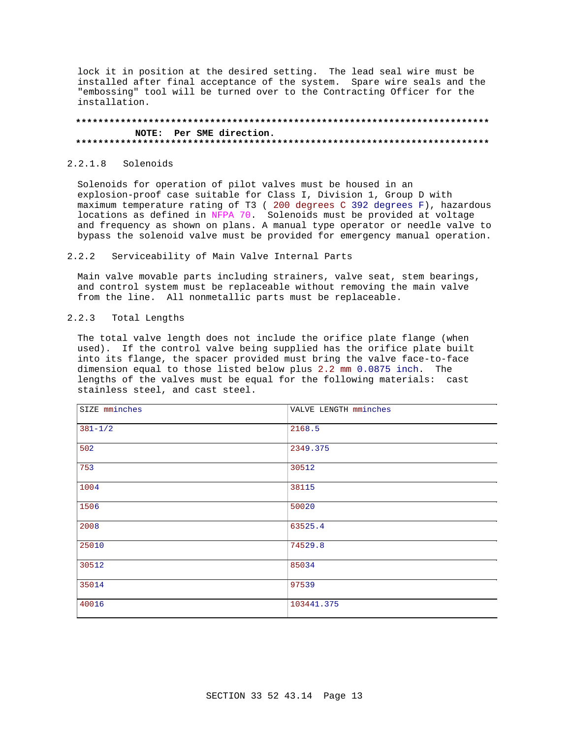lock it in position at the desired setting. The lead seal wire must be installed after final acceptance of the system. Spare wire seals and the "embossing" tool will be turned over to the Contracting Officer for the installation.

**************************************************************************

**NOTE: Per SME direction.**

**************************************************************************

### 2.2.1.8 Solenoids

Solenoids for operation of pilot valves must be housed in an explosion-proof case suitable for Class I, Division 1, Group D with maximum temperature rating of T3 ( 200 degrees C 392 degrees F), hazardous locations as defined in NFPA 70. Solenoids must be provided at voltage and frequency as shown on plans. A manual type operator or needle valve to bypass the solenoid valve must be provided for emergency manual operation.

## 2.2.2 Serviceability of Main Valve Internal Parts

Main valve movable parts including strainers, valve seat, stem bearings, and control system must be replaceable without removing the main valve from the line. All nonmetallic parts must be replaceable.

## 2.2.3 Total Lengths

The total valve length does not include the orifice plate flange (when used). If the control valve being supplied has the orifice plate built into its flange, the spacer provided must bring the valve face-to-face dimension equal to those listed below plus 2.2 mm 0.0875 inch. The lengths of the valves must be equal for the following materials: cast stainless steel, and cast steel.

| SIZE mminches | VALVE LENGTH mminches |
|---|---|
| 381-1/2 | 2168.5 |
| 502 | 2349.375 |
| 753 | 30512 |
| 1004 | 38115 |
| 1506 | 50020 |
| 2008 | 63525.4 |
| 25010 | 74529.8 |
| 30512 | 85034 |
| 35014 | 97539 |
| 40016 | 103441.375 |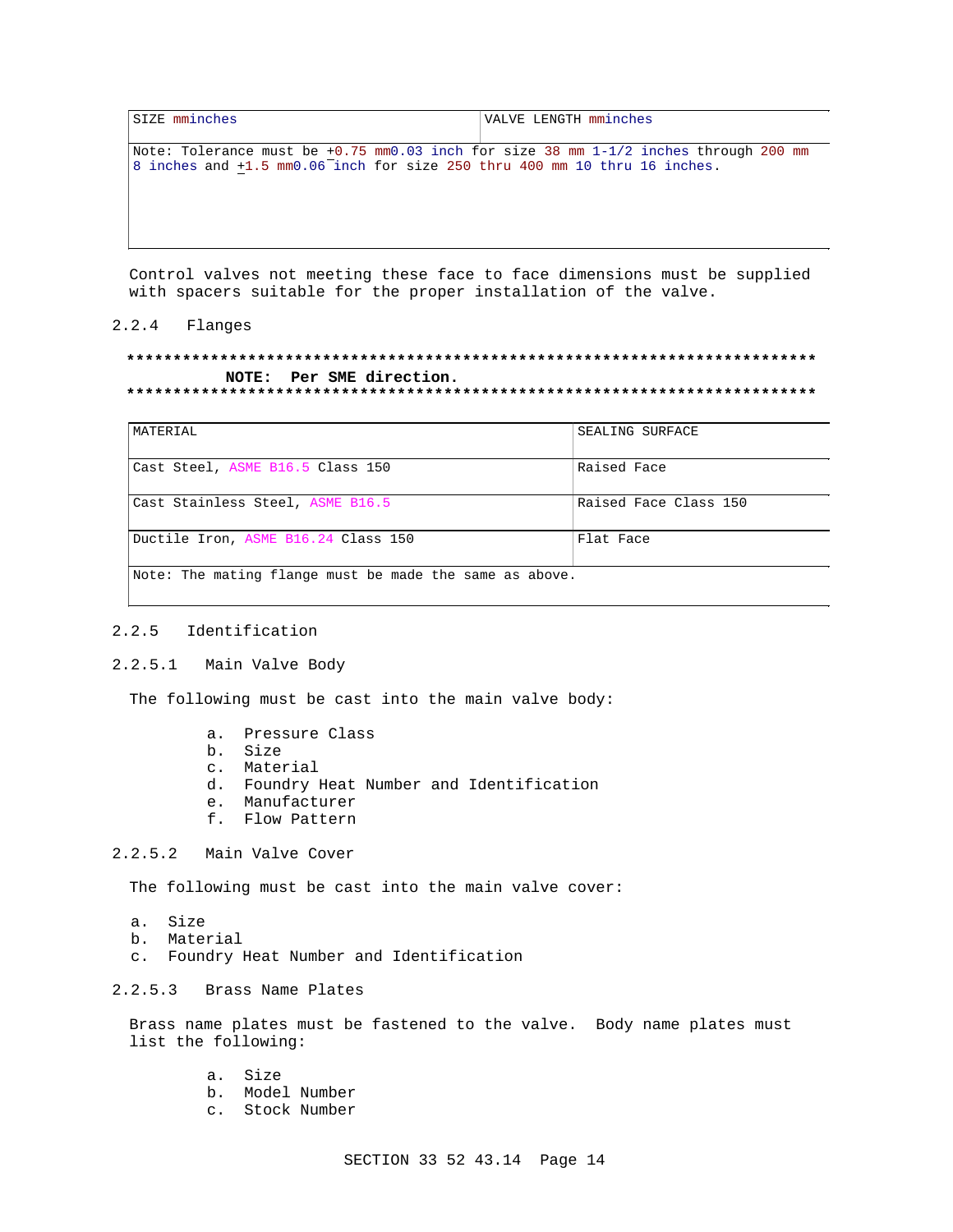| SIZE mminches | VALVE LENGTH mminches |
|---|---|
| Note: Tolerance must be +0.75 mm0.03 inch for size 38 mm 1-1/2 inches through 200 mm 8 inches and +1.5 mm0.06 inch for size 250 thru 400 mm 10 thru 16 inches. | |

Control valves not meeting these face to face dimensions must be supplied with spacers suitable for the proper installation of the valve.

### 2.2.4 Flanges

**************************************************************************

**NOTE: Per SME direction.**

**************************************************************************

| MATERIAL | SEALING SURFACE |
|---|---|
| Cast Steel, ASME B16.5 Class 150 | Raised Face |
| Cast Stainless Steel, ASME B16.5 | Raised Face Class 150 |
| Ductile Iron, ASME B16.24 Class 150 | Flat Face |
| Note: The mating flange must be made the same as above. | |

### 2.2.5 Identification

#### 2.2.5.1 Main Valve Body

The following must be cast into the main valve body:

a. Pressure Class
b. Size
c. Material
d. Foundry Heat Number and Identification
e. Manufacturer
f. Flow Pattern

#### 2.2.5.2 Main Valve Cover

The following must be cast into the main valve cover:

a. Size
b. Material
c. Foundry Heat Number and Identification

#### 2.2.5.3 Brass Name Plates

Brass name plates must be fastened to the valve. Body name plates must list the following:

a. Size
b. Model Number
c. Stock Number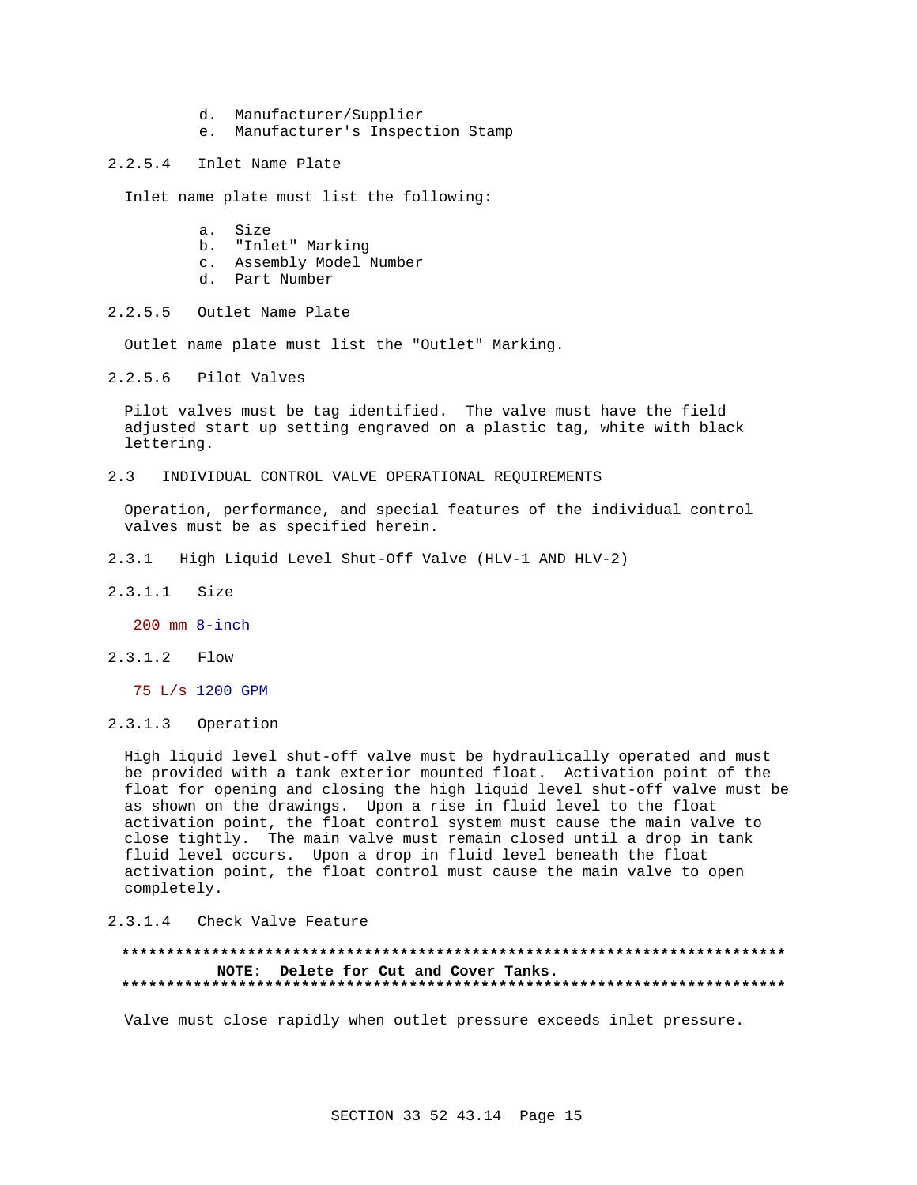d. Manufacturer/Supplier
e. Manufacturer's Inspection Stamp

#### 2.2.5.4 Inlet Name Plate

Inlet name plate must list the following:

a. Size
b. "Inlet" Marking
c. Assembly Model Number
d. Part Number

#### 2.2.5.5 Outlet Name Plate

Outlet name plate must list the "Outlet" Marking.

#### 2.2.5.6 Pilot Valves

Pilot valves must be tag identified. The valve must have the field adjusted start up setting engraved on a plastic tag, white with black lettering.

## 2.3 INDIVIDUAL CONTROL VALVE OPERATIONAL REQUIREMENTS

Operation, performance, and special features of the individual control valves must be as specified herein.

### 2.3.1 High Liquid Level Shut-Off Valve (HLV-1 AND HLV-2)

#### 2.3.1.1 Size

200 mm 8-inch

#### 2.3.1.2 Flow

75 L/s 1200 GPM

#### 2.3.1.3 Operation

High liquid level shut-off valve must be hydraulically operated and must be provided with a tank exterior mounted float. Activation point of the float for opening and closing the high liquid level shut-off valve must be as shown on the drawings. Upon a rise in fluid level to the float activation point, the float control system must cause the main valve to close tightly. The main valve must remain closed until a drop in tank fluid level occurs. Upon a drop in fluid level beneath the float activation point, the float control must cause the main valve to open completely.

#### 2.3.1.4 Check Valve Feature

**************************************************************************
**NOTE: Delete for Cut and Cover Tanks.**
**************************************************************************

Valve must close rapidly when outlet pressure exceeds inlet pressure.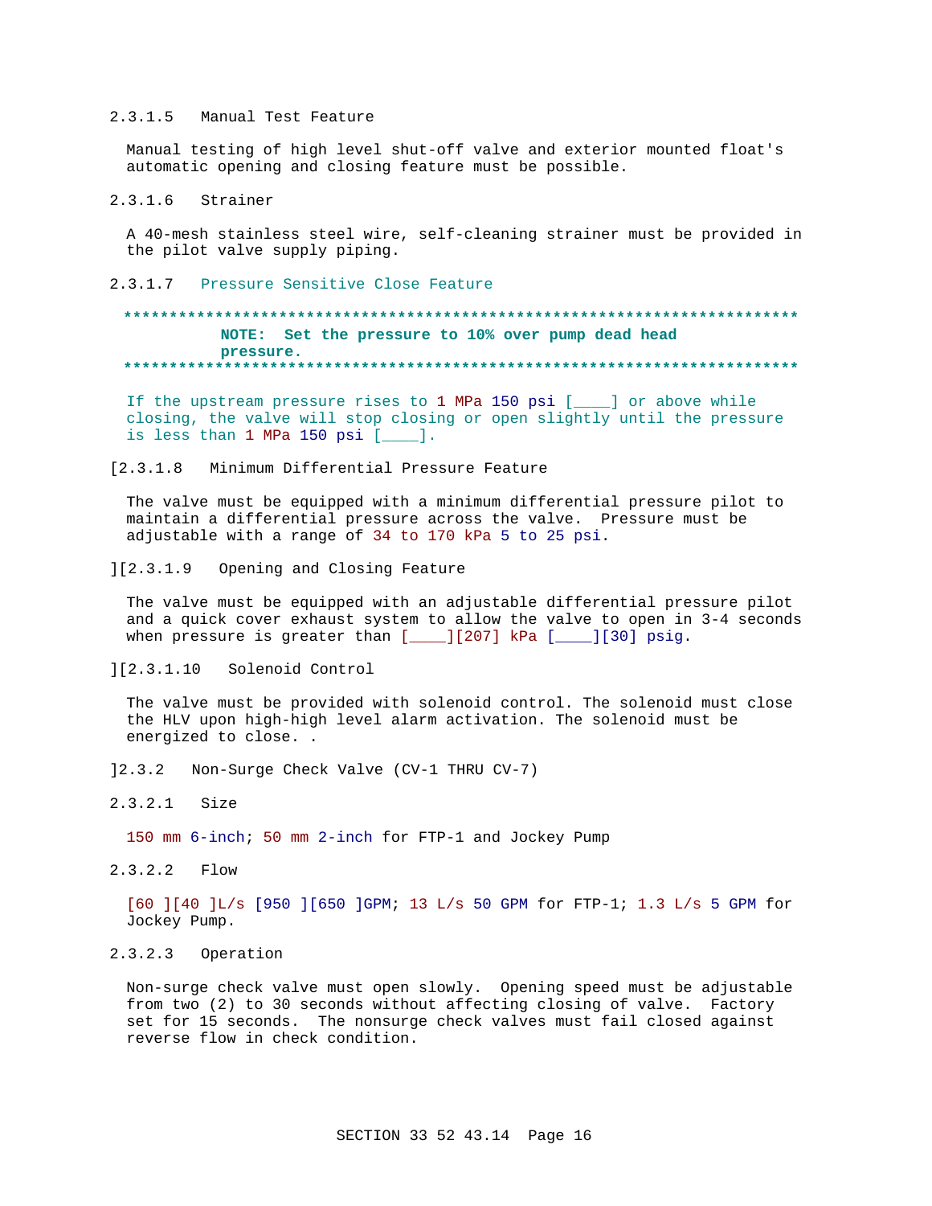2.3.1.5 Manual Test Feature

Manual testing of high level shut-off valve and exterior mounted float's automatic opening and closing feature must be possible.

2.3.1.6 Strainer

A 40-mesh stainless steel wire, self-cleaning strainer must be provided in the pilot valve supply piping.

2.3.1.7 Pressure Sensitive Close Feature

**NOTE: Set the pressure to 10% over pump dead head pressure.**

If the upstream pressure rises to 1 MPa 150 psi [____] or above while closing, the valve will stop closing or open slightly until the pressure is less than 1 MPa 150 psi [____].

[2.3.1.8 Minimum Differential Pressure Feature

The valve must be equipped with a minimum differential pressure pilot to maintain a differential pressure across the valve. Pressure must be adjustable with a range of 34 to 170 kPa 5 to 25 psi.

][2.3.1.9 Opening and Closing Feature

The valve must be equipped with an adjustable differential pressure pilot and a quick cover exhaust system to allow the valve to open in 3-4 seconds when pressure is greater than [____][207] kPa [____][30] psig.

][2.3.1.10 Solenoid Control

The valve must be provided with solenoid control. The solenoid must close the HLV upon high-high level alarm activation. The solenoid must be energized to close. .

]2.3.2 Non-Surge Check Valve (CV-1 THRU CV-7)

2.3.2.1 Size

150 mm 6-inch; 50 mm 2-inch for FTP-1 and Jockey Pump

2.3.2.2 Flow

[60 ][40 ]L/s [950 ][650 ]GPM; 13 L/s 50 GPM for FTP-1; 1.3 L/s 5 GPM for Jockey Pump.

2.3.2.3 Operation

Non-surge check valve must open slowly. Opening speed must be adjustable from two (2) to 30 seconds without affecting closing of valve. Factory set for 15 seconds. The nonsurge check valves must fail closed against reverse flow in check condition.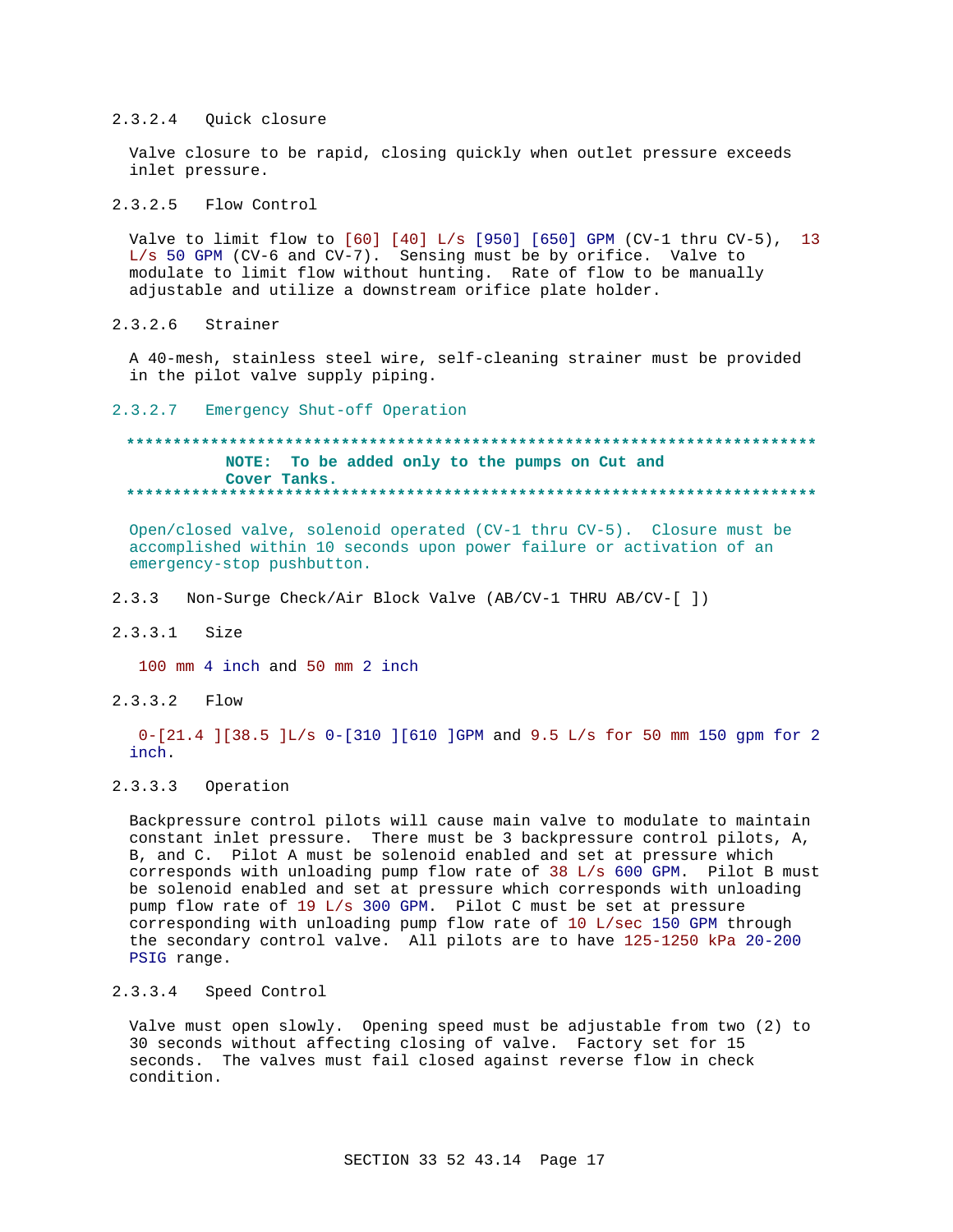#### 2.3.2.4 Quick closure

Valve closure to be rapid, closing quickly when outlet pressure exceeds inlet pressure.

#### 2.3.2.5 Flow Control

Valve to limit flow to [60] [40] L/s [950] [650] GPM (CV-1 thru CV-5), 13 L/s 50 GPM (CV-6 and CV-7). Sensing must be by orifice. Valve to modulate to limit flow without hunting. Rate of flow to be manually adjustable and utilize a downstream orifice plate holder.

#### 2.3.2.6 Strainer

A 40-mesh, stainless steel wire, self-cleaning strainer must be provided in the pilot valve supply piping.

#### 2.3.2.7 Emergency Shut-off Operation

**************************************************************************

**NOTE: To be added only to the pumps on Cut and Cover Tanks.**

**************************************************************************

Open/closed valve, solenoid operated (CV-1 thru CV-5). Closure must be accomplished within 10 seconds upon power failure or activation of an emergency-stop pushbutton.

### 2.3.3 Non-Surge Check/Air Block Valve (AB/CV-1 THRU AB/CV-[ ])

#### 2.3.3.1 Size

100 mm 4 inch and 50 mm 2 inch

#### 2.3.3.2 Flow

0-[21.4 ][38.5 ]L/s 0-[310 ][610 ]GPM and 9.5 L/s for 50 mm 150 gpm for 2 inch.

#### 2.3.3.3 Operation

Backpressure control pilots will cause main valve to modulate to maintain constant inlet pressure. There must be 3 backpressure control pilots, A, B, and C. Pilot A must be solenoid enabled and set at pressure which corresponds with unloading pump flow rate of 38 L/s 600 GPM. Pilot B must be solenoid enabled and set at pressure which corresponds with unloading pump flow rate of 19 L/s 300 GPM. Pilot C must be set at pressure corresponding with unloading pump flow rate of 10 L/sec 150 GPM through the secondary control valve. All pilots are to have 125-1250 kPa 20-200 PSIG range.

#### 2.3.3.4 Speed Control

Valve must open slowly. Opening speed must be adjustable from two (2) to 30 seconds without affecting closing of valve. Factory set for 15 seconds. The valves must fail closed against reverse flow in check condition.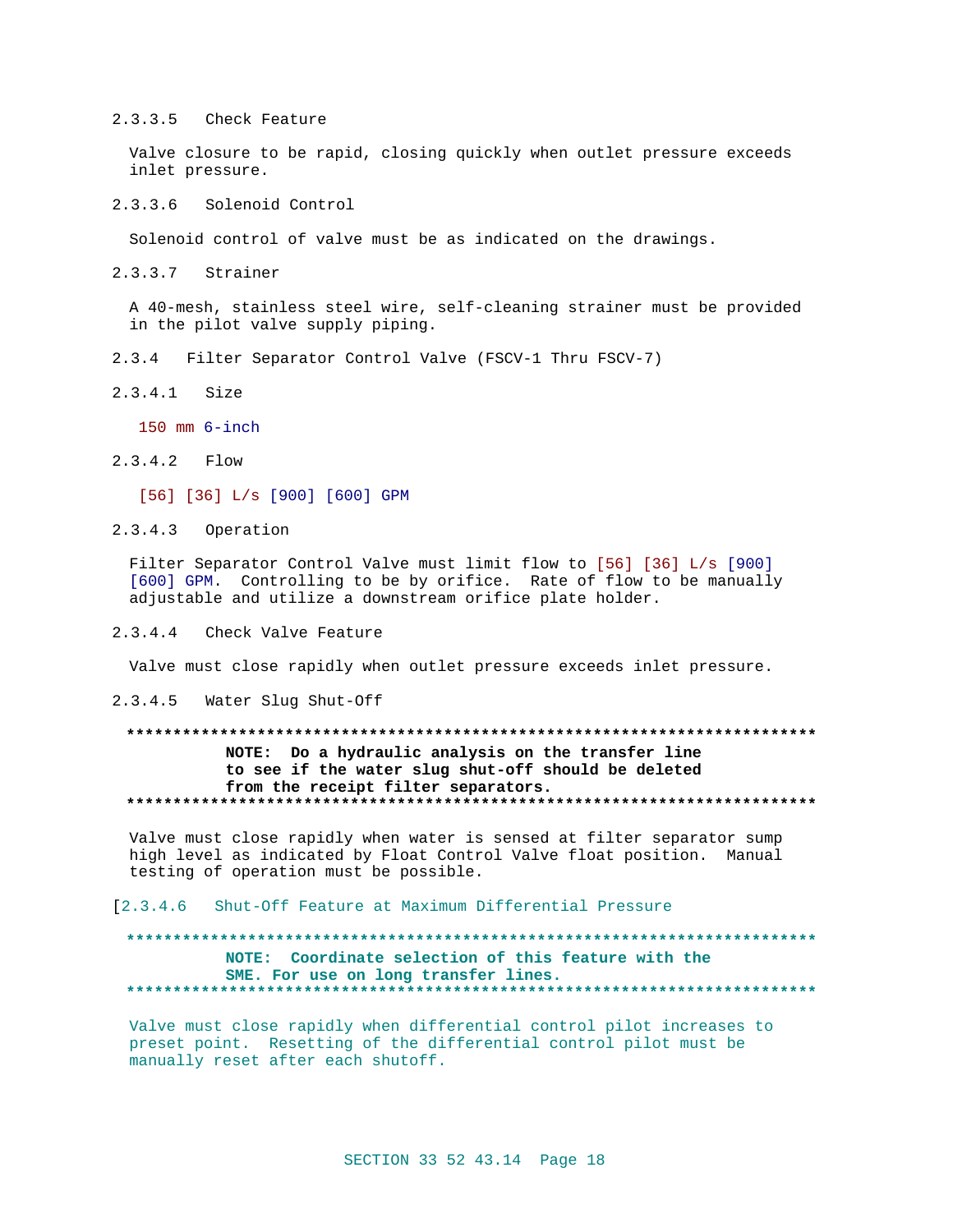#### 2.3.3.5 Check Feature

Valve closure to be rapid, closing quickly when outlet pressure exceeds inlet pressure.

#### 2.3.3.6 Solenoid Control

Solenoid control of valve must be as indicated on the drawings.

#### 2.3.3.7 Strainer

A 40-mesh, stainless steel wire, self-cleaning strainer must be provided in the pilot valve supply piping.

### 2.3.4 Filter Separator Control Valve (FSCV-1 Thru FSCV-7)

#### 2.3.4.1 Size

150 mm 6-inch

#### 2.3.4.2 Flow

[56] [36] L/s [900] [600] GPM

#### 2.3.4.3 Operation

Filter Separator Control Valve must limit flow to [56] [36] L/s [900] [600] GPM. Controlling to be by orifice. Rate of flow to be manually adjustable and utilize a downstream orifice plate holder.

#### 2.3.4.4 Check Valve Feature

Valve must close rapidly when outlet pressure exceeds inlet pressure.

#### 2.3.4.5 Water Slug Shut-Off

**************************************************************************

**NOTE: Do a hydraulic analysis on the transfer line to see if the water slug shut-off should be deleted from the receipt filter separators.**

**************************************************************************

Valve must close rapidly when water is sensed at filter separator sump high level as indicated by Float Control Valve float position. Manual testing of operation must be possible.

[2.3.4.6 Shut-Off Feature at Maximum Differential Pressure

**************************************************************************

**NOTE: Coordinate selection of this feature with the SME. For use on long transfer lines.**

**************************************************************************

Valve must close rapidly when differential control pilot increases to preset point. Resetting of the differential control pilot must be manually reset after each shutoff.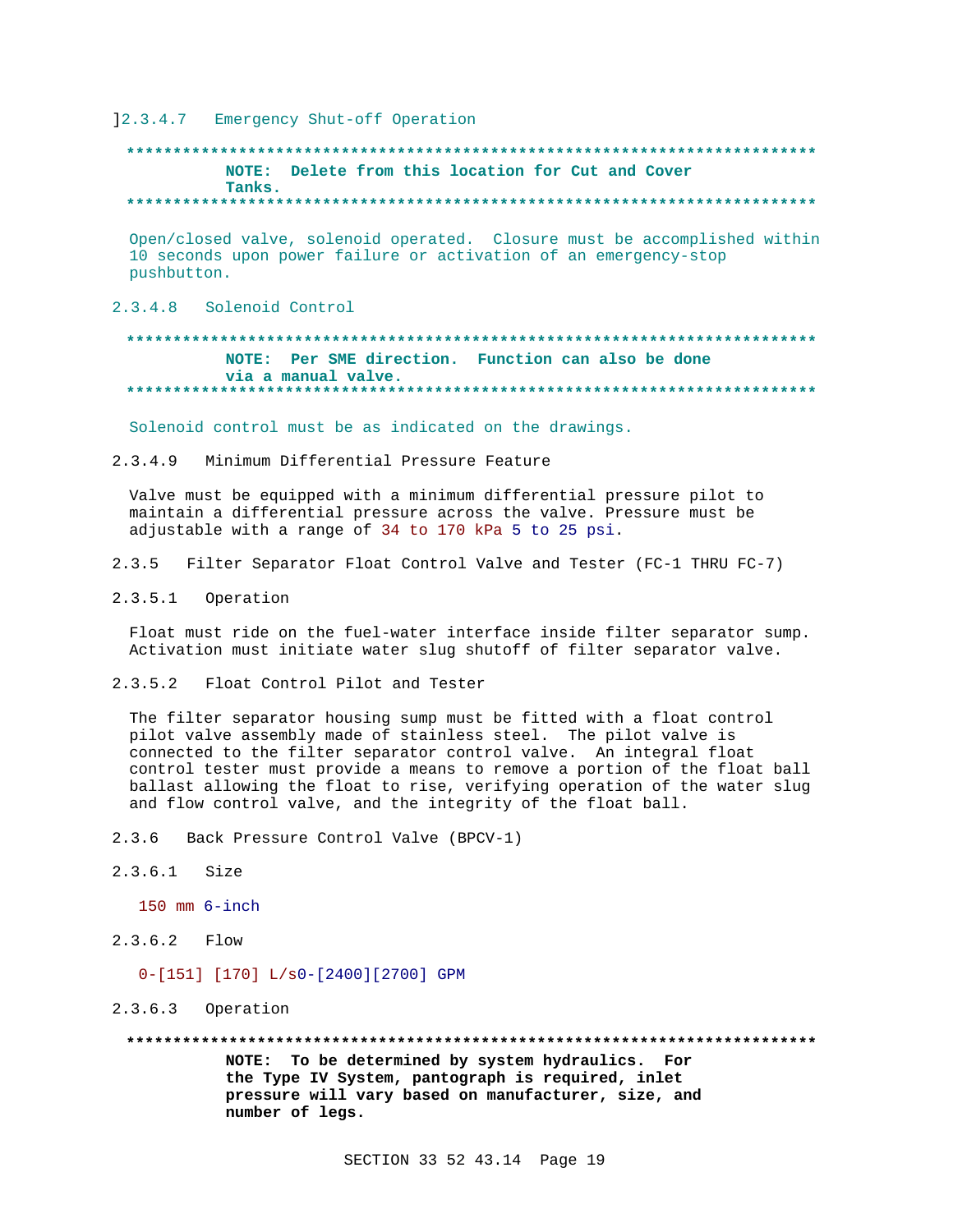]2.3.4.7 Emergency Shut-off Operation

**************************************************************************
**NOTE: Delete from this location for Cut and Cover Tanks.**
**************************************************************************

Open/closed valve, solenoid operated. Closure must be accomplished within 10 seconds upon power failure or activation of an emergency-stop pushbutton.

2.3.4.8 Solenoid Control

**************************************************************************
**NOTE: Per SME direction. Function can also be done via a manual valve.**
**************************************************************************

Solenoid control must be as indicated on the drawings.

2.3.4.9 Minimum Differential Pressure Feature

Valve must be equipped with a minimum differential pressure pilot to maintain a differential pressure across the valve. Pressure must be adjustable with a range of 34 to 170 kPa 5 to 25 psi.

2.3.5 Filter Separator Float Control Valve and Tester (FC-1 THRU FC-7)

2.3.5.1 Operation

Float must ride on the fuel-water interface inside filter separator sump. Activation must initiate water slug shutoff of filter separator valve.

2.3.5.2 Float Control Pilot and Tester

The filter separator housing sump must be fitted with a float control pilot valve assembly made of stainless steel. The pilot valve is connected to the filter separator control valve. An integral float control tester must provide a means to remove a portion of the float ball ballast allowing the float to rise, verifying operation of the water slug and flow control valve, and the integrity of the float ball.

2.3.6 Back Pressure Control Valve (BPCV-1)

2.3.6.1 Size

150 mm 6-inch

2.3.6.2 Flow

0-[151] [170] L/s0-[2400][2700] GPM

2.3.6.3 Operation

**************************************************************************
**NOTE: To be determined by system hydraulics. For the Type IV System, pantograph is required, inlet pressure will vary based on manufacturer, size, and number of legs.**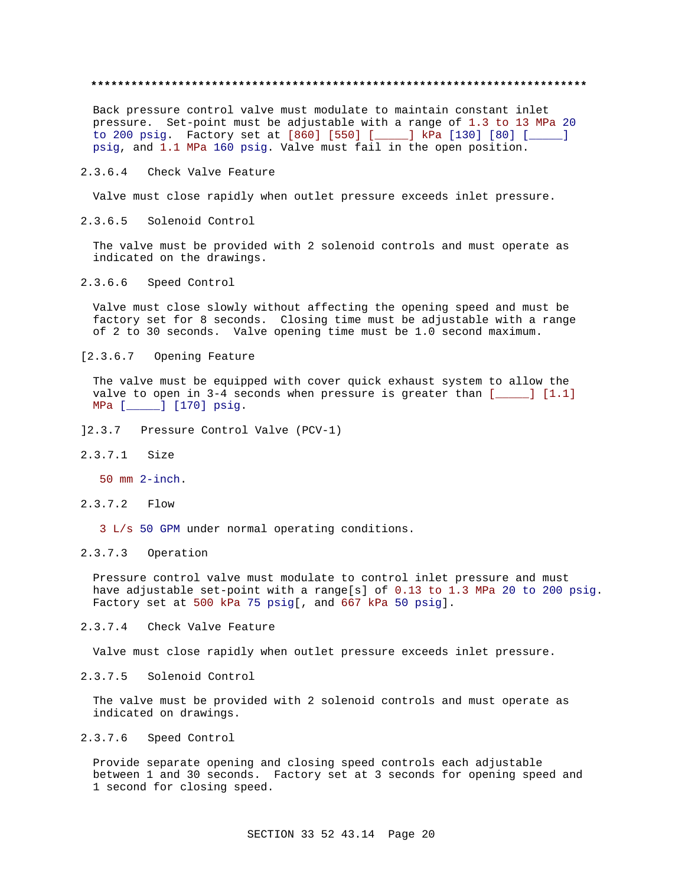**************************************************************************

Back pressure control valve must modulate to maintain constant inlet pressure. Set-point must be adjustable with a range of 1.3 to 13 MPa 20 to 200 psig. Factory set at [860] [550] [_____] kPa [130] [80] [_____] psig, and 1.1 MPa 160 psig. Valve must fail in the open position.

2.3.6.4 Check Valve Feature

Valve must close rapidly when outlet pressure exceeds inlet pressure.

2.3.6.5 Solenoid Control

The valve must be provided with 2 solenoid controls and must operate as indicated on the drawings.

2.3.6.6 Speed Control

Valve must close slowly without affecting the opening speed and must be factory set for 8 seconds. Closing time must be adjustable with a range of 2 to 30 seconds. Valve opening time must be 1.0 second maximum.

[2.3.6.7 Opening Feature

The valve must be equipped with cover quick exhaust system to allow the valve to open in 3-4 seconds when pressure is greater than [_____] [1.1] MPa [_____] [170] psig.

]2.3.7 Pressure Control Valve (PCV-1)

2.3.7.1 Size

50 mm 2-inch.

2.3.7.2 Flow

3 L/s 50 GPM under normal operating conditions.

2.3.7.3 Operation

Pressure control valve must modulate to control inlet pressure and must have adjustable set-point with a range[s] of 0.13 to 1.3 MPa 20 to 200 psig. Factory set at 500 kPa 75 psig[, and 667 kPa 50 psig].

2.3.7.4 Check Valve Feature

Valve must close rapidly when outlet pressure exceeds inlet pressure.

2.3.7.5 Solenoid Control

The valve must be provided with 2 solenoid controls and must operate as indicated on drawings.

2.3.7.6 Speed Control

Provide separate opening and closing speed controls each adjustable between 1 and 30 seconds. Factory set at 3 seconds for opening speed and 1 second for closing speed.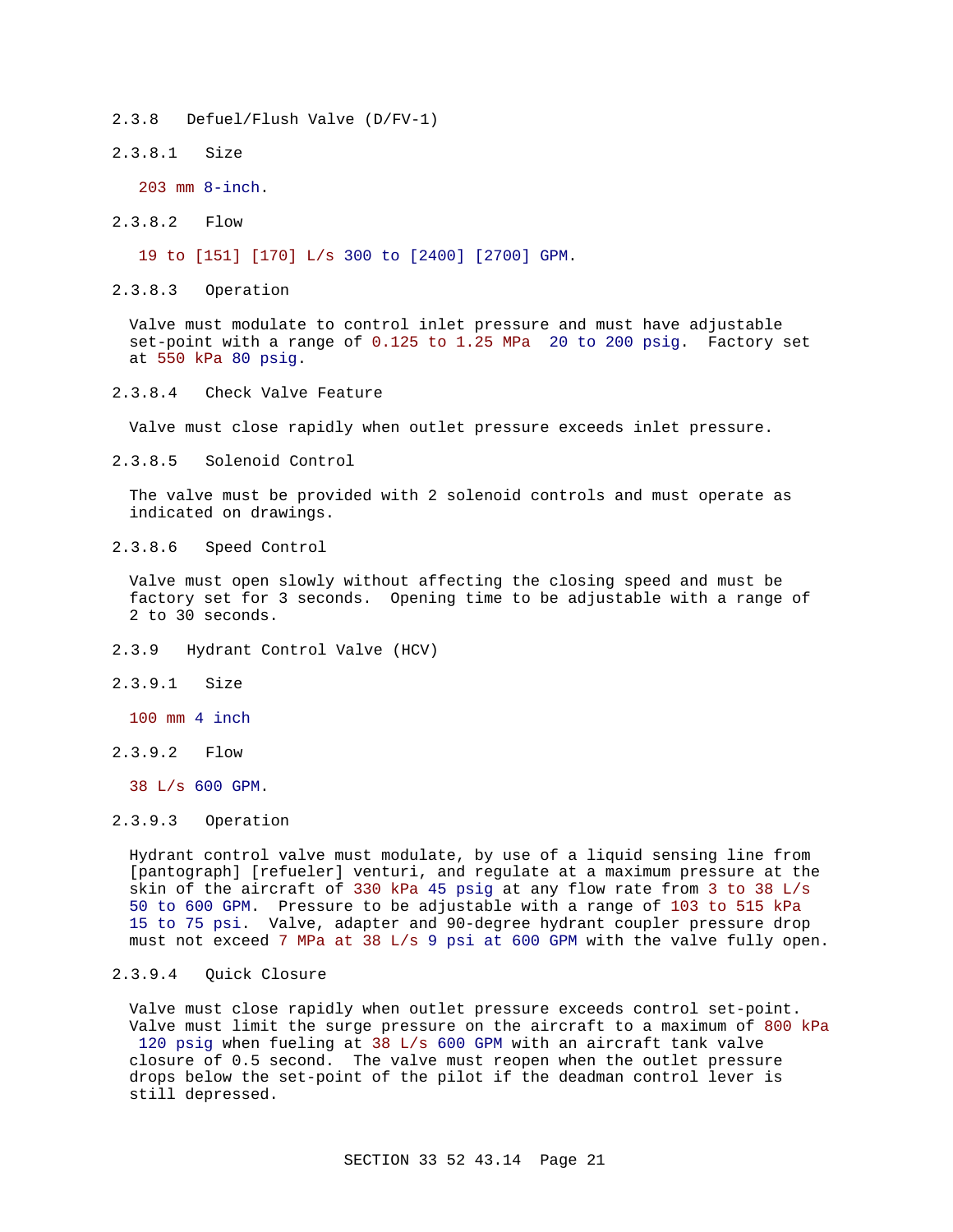#### 2.3.8 Defuel/Flush Valve (D/FV-1)

##### 2.3.8.1 Size

203 mm 8-inch.

##### 2.3.8.2 Flow

19 to [151] [170] L/s 300 to [2400] [2700] GPM.

##### 2.3.8.3 Operation

Valve must modulate to control inlet pressure and must have adjustable set-point with a range of 0.125 to 1.25 MPa 20 to 200 psig. Factory set at 550 kPa 80 psig.

##### 2.3.8.4 Check Valve Feature

Valve must close rapidly when outlet pressure exceeds inlet pressure.

##### 2.3.8.5 Solenoid Control

The valve must be provided with 2 solenoid controls and must operate as indicated on drawings.

##### 2.3.8.6 Speed Control

Valve must open slowly without affecting the closing speed and must be factory set for 3 seconds. Opening time to be adjustable with a range of 2 to 30 seconds.

#### 2.3.9 Hydrant Control Valve (HCV)

##### 2.3.9.1 Size

100 mm 4 inch

##### 2.3.9.2 Flow

38 L/s 600 GPM.

##### 2.3.9.3 Operation

Hydrant control valve must modulate, by use of a liquid sensing line from [pantograph] [refueler] venturi, and regulate at a maximum pressure at the skin of the aircraft of 330 kPa 45 psig at any flow rate from 3 to 38 L/s 50 to 600 GPM. Pressure to be adjustable with a range of 103 to 515 kPa 15 to 75 psi. Valve, adapter and 90-degree hydrant coupler pressure drop must not exceed 7 MPa at 38 L/s 9 psi at 600 GPM with the valve fully open.

##### 2.3.9.4 Quick Closure

Valve must close rapidly when outlet pressure exceeds control set-point. Valve must limit the surge pressure on the aircraft to a maximum of 800 kPa 120 psig when fueling at 38 L/s 600 GPM with an aircraft tank valve closure of 0.5 second. The valve must reopen when the outlet pressure drops below the set-point of the pilot if the deadman control lever is still depressed.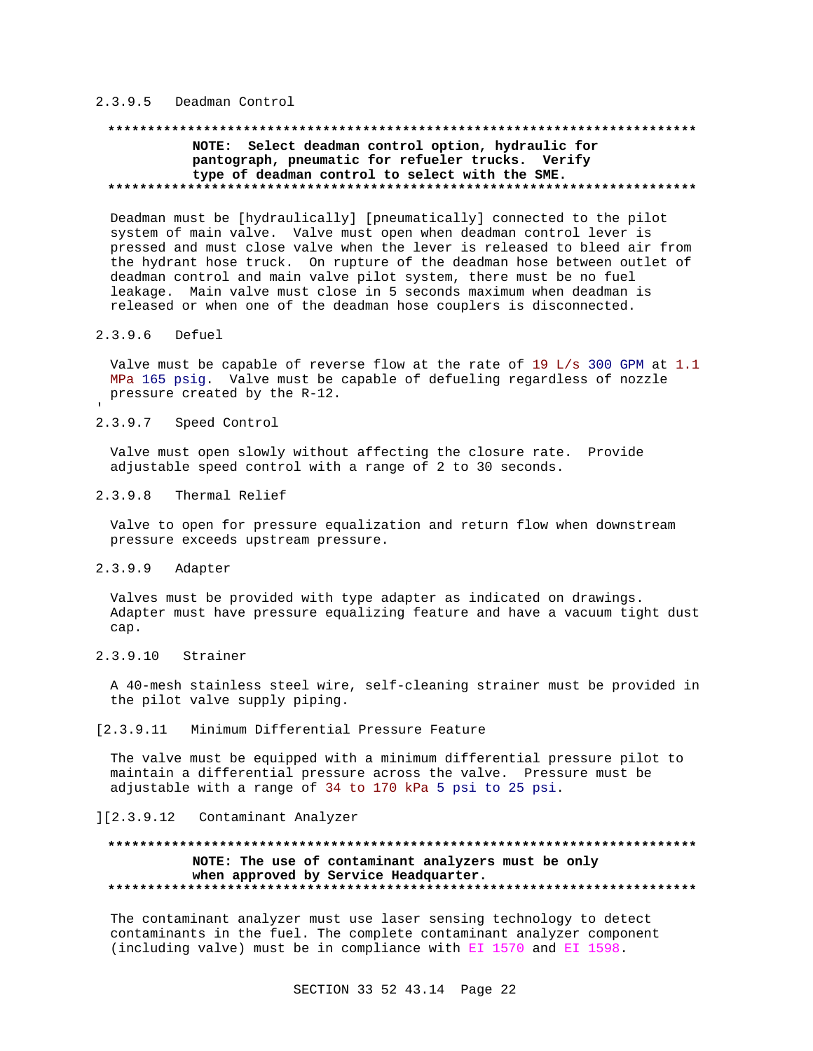2.3.9.5 Deadman Control

**************************************************************************

**NOTE: Select deadman control option, hydraulic for pantograph, pneumatic for refueler trucks. Verify type of deadman control to select with the SME.**

**************************************************************************

Deadman must be [hydraulically] [pneumatically] connected to the pilot system of main valve. Valve must open when deadman control lever is pressed and must close valve when the lever is released to bleed air from the hydrant hose truck. On rupture of the deadman hose between outlet of deadman control and main valve pilot system, there must be no fuel leakage. Main valve must close in 5 seconds maximum when deadman is released or when one of the deadman hose couplers is disconnected.

2.3.9.6 Defuel

Valve must be capable of reverse flow at the rate of 19 L/s 300 GPM at 1.1 MPa 165 psig. Valve must be capable of defueling regardless of nozzle pressure created by the R-12.

2.3.9.7 Speed Control

Valve must open slowly without affecting the closure rate. Provide adjustable speed control with a range of 2 to 30 seconds.

2.3.9.8 Thermal Relief

Valve to open for pressure equalization and return flow when downstream pressure exceeds upstream pressure.

2.3.9.9 Adapter

Valves must be provided with type adapter as indicated on drawings. Adapter must have pressure equalizing feature and have a vacuum tight dust cap.

2.3.9.10 Strainer

A 40-mesh stainless steel wire, self-cleaning strainer must be provided in the pilot valve supply piping.

[2.3.9.11 Minimum Differential Pressure Feature

The valve must be equipped with a minimum differential pressure pilot to maintain a differential pressure across the valve. Pressure must be adjustable with a range of 34 to 170 kPa 5 psi to 25 psi.

][2.3.9.12 Contaminant Analyzer

**************************************************************************

**NOTE: The use of contaminant analyzers must be only when approved by Service Headquarter.**

**************************************************************************

The contaminant analyzer must use laser sensing technology to detect contaminants in the fuel. The complete contaminant analyzer component (including valve) must be in compliance with EI 1570 and EI 1598.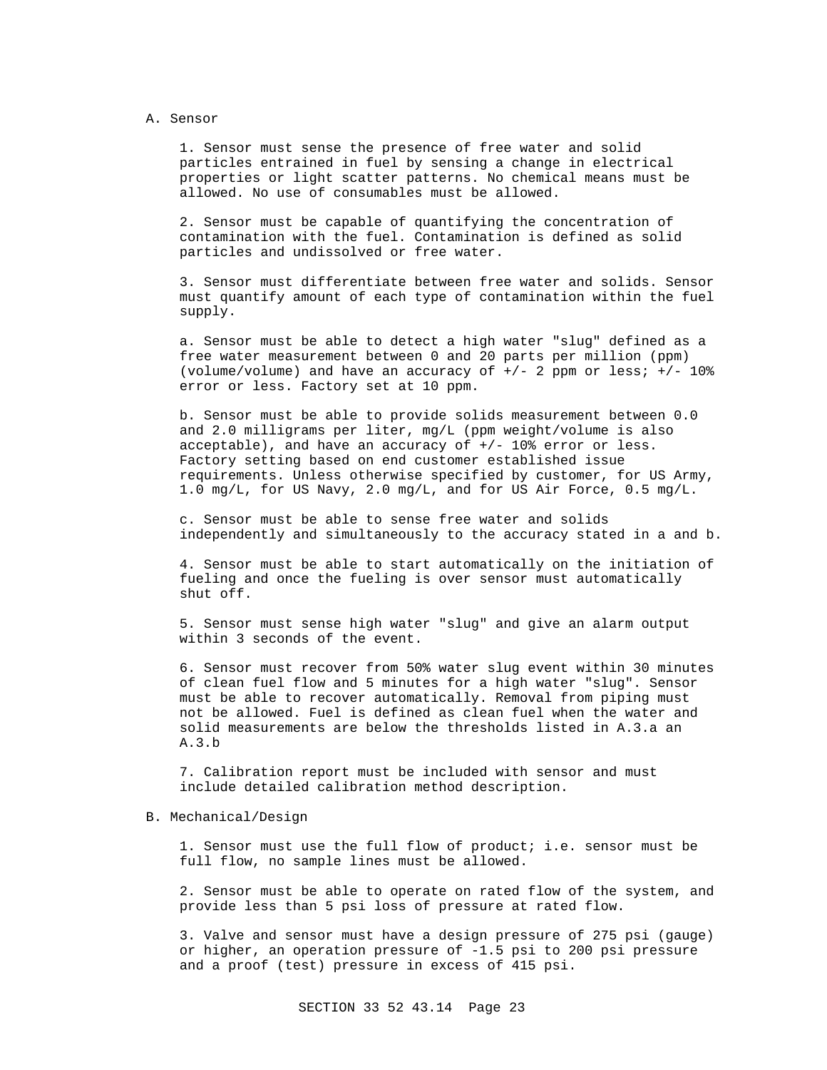A. Sensor

1. Sensor must sense the presence of free water and solid particles entrained in fuel by sensing a change in electrical properties or light scatter patterns. No chemical means must be allowed. No use of consumables must be allowed.

2. Sensor must be capable of quantifying the concentration of contamination with the fuel. Contamination is defined as solid particles and undissolved or free water.

3. Sensor must differentiate between free water and solids. Sensor must quantify amount of each type of contamination within the fuel supply.

a. Sensor must be able to detect a high water "slug" defined as a free water measurement between 0 and 20 parts per million (ppm) (volume/volume) and have an accuracy of +/- 2 ppm or less; +/- 10% error or less. Factory set at 10 ppm.

b. Sensor must be able to provide solids measurement between 0.0 and 2.0 milligrams per liter, mg/L (ppm weight/volume is also acceptable), and have an accuracy of +/- 10% error or less. Factory setting based on end customer established issue requirements. Unless otherwise specified by customer, for US Army, 1.0 mg/L, for US Navy, 2.0 mg/L, and for US Air Force, 0.5 mg/L.

c. Sensor must be able to sense free water and solids independently and simultaneously to the accuracy stated in a and b.

4. Sensor must be able to start automatically on the initiation of fueling and once the fueling is over sensor must automatically shut off.

5. Sensor must sense high water "slug" and give an alarm output within 3 seconds of the event.

6. Sensor must recover from 50% water slug event within 30 minutes of clean fuel flow and 5 minutes for a high water "slug". Sensor must be able to recover automatically. Removal from piping must not be allowed. Fuel is defined as clean fuel when the water and solid measurements are below the thresholds listed in A.3.a an A.3.b

7. Calibration report must be included with sensor and must include detailed calibration method description.

B. Mechanical/Design

1. Sensor must use the full flow of product; i.e. sensor must be full flow, no sample lines must be allowed.

2. Sensor must be able to operate on rated flow of the system, and provide less than 5 psi loss of pressure at rated flow.

3. Valve and sensor must have a design pressure of 275 psi (gauge) or higher, an operation pressure of -1.5 psi to 200 psi pressure and a proof (test) pressure in excess of 415 psi.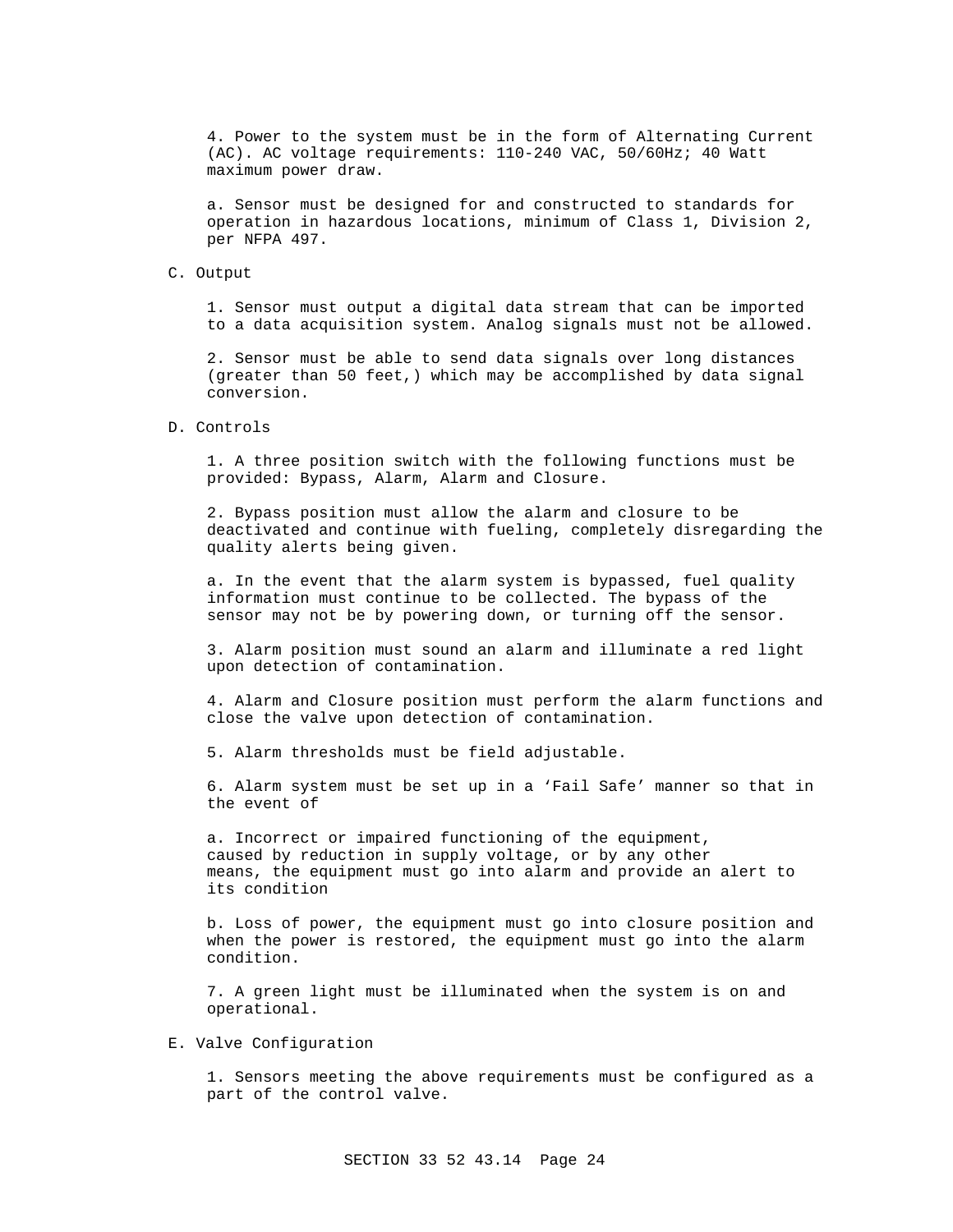4. Power to the system must be in the form of Alternating Current (AC). AC voltage requirements: 110-240 VAC, 50/60Hz; 40 Watt maximum power draw.

a. Sensor must be designed for and constructed to standards for operation in hazardous locations, minimum of Class 1, Division 2, per NFPA 497.

C. Output

1. Sensor must output a digital data stream that can be imported to a data acquisition system. Analog signals must not be allowed.

2. Sensor must be able to send data signals over long distances (greater than 50 feet,) which may be accomplished by data signal conversion.

D. Controls

1. A three position switch with the following functions must be provided: Bypass, Alarm, Alarm and Closure.

2. Bypass position must allow the alarm and closure to be deactivated and continue with fueling, completely disregarding the quality alerts being given.

a. In the event that the alarm system is bypassed, fuel quality information must continue to be collected. The bypass of the sensor may not be by powering down, or turning off the sensor.

3. Alarm position must sound an alarm and illuminate a red light upon detection of contamination.

4. Alarm and Closure position must perform the alarm functions and close the valve upon detection of contamination.

5. Alarm thresholds must be field adjustable.

6. Alarm system must be set up in a 'Fail Safe' manner so that in the event of

a. Incorrect or impaired functioning of the equipment, caused by reduction in supply voltage, or by any other means, the equipment must go into alarm and provide an alert to its condition

b. Loss of power, the equipment must go into closure position and when the power is restored, the equipment must go into the alarm condition.

7. A green light must be illuminated when the system is on and operational.

E. Valve Configuration

1. Sensors meeting the above requirements must be configured as a part of the control valve.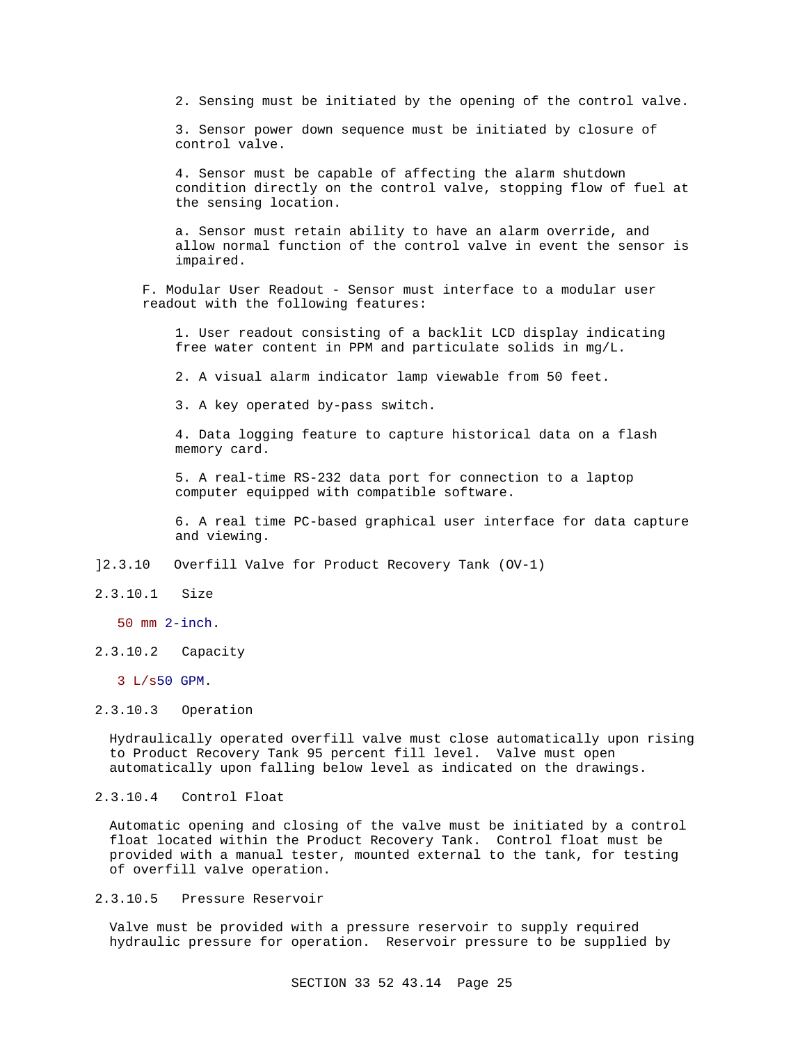2. Sensing must be initiated by the opening of the control valve.

3. Sensor power down sequence must be initiated by closure of control valve.

4. Sensor must be capable of affecting the alarm shutdown condition directly on the control valve, stopping flow of fuel at the sensing location.

a. Sensor must retain ability to have an alarm override, and allow normal function of the control valve in event the sensor is impaired.

F. Modular User Readout - Sensor must interface to a modular user readout with the following features:

1. User readout consisting of a backlit LCD display indicating free water content in PPM and particulate solids in mg/L.

2. A visual alarm indicator lamp viewable from 50 feet.

3. A key operated by-pass switch.

4. Data logging feature to capture historical data on a flash memory card.

5. A real-time RS-232 data port for connection to a laptop computer equipped with compatible software.

6. A real time PC-based graphical user interface for data capture and viewing.

]2.3.10 Overfill Valve for Product Recovery Tank (OV-1)

2.3.10.1 Size

50 mm 2-inch.

2.3.10.2 Capacity

3 L/s50 GPM.

2.3.10.3 Operation

Hydraulically operated overfill valve must close automatically upon rising to Product Recovery Tank 95 percent fill level. Valve must open automatically upon falling below level as indicated on the drawings.

2.3.10.4 Control Float

Automatic opening and closing of the valve must be initiated by a control float located within the Product Recovery Tank. Control float must be provided with a manual tester, mounted external to the tank, for testing of overfill valve operation.

2.3.10.5 Pressure Reservoir

Valve must be provided with a pressure reservoir to supply required hydraulic pressure for operation. Reservoir pressure to be supplied by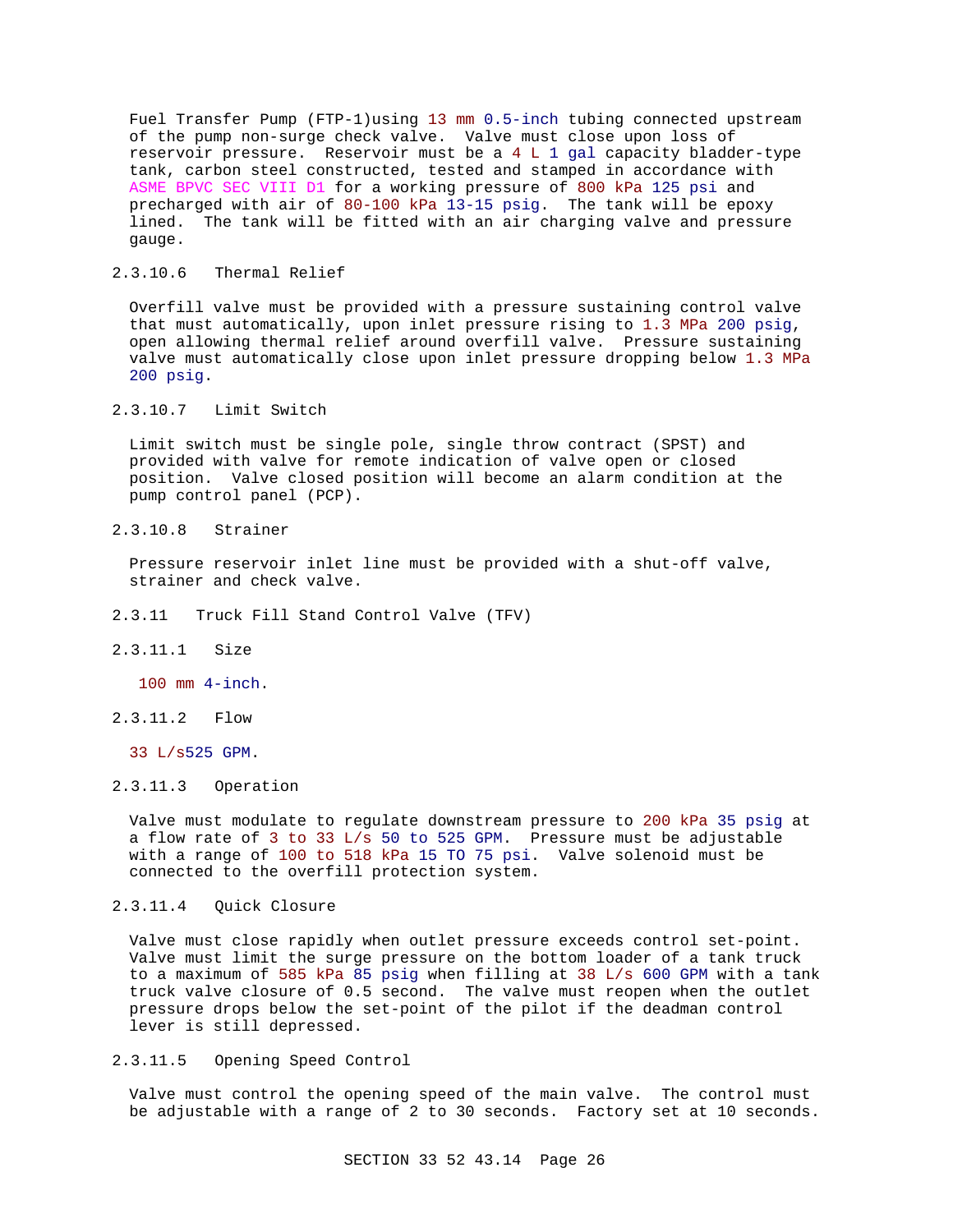Fuel Transfer Pump (FTP-1)using 13 mm 0.5-inch tubing connected upstream of the pump non-surge check valve. Valve must close upon loss of reservoir pressure. Reservoir must be a 4 L 1 gal capacity bladder-type tank, carbon steel constructed, tested and stamped in accordance with ASME BPVC SEC VIII D1 for a working pressure of 800 kPa 125 psi and precharged with air of 80-100 kPa 13-15 psig. The tank will be epoxy lined. The tank will be fitted with an air charging valve and pressure gauge.

#### 2.3.10.6 Thermal Relief

Overfill valve must be provided with a pressure sustaining control valve that must automatically, upon inlet pressure rising to 1.3 MPa 200 psig, open allowing thermal relief around overfill valve. Pressure sustaining valve must automatically close upon inlet pressure dropping below 1.3 MPa 200 psig.

#### 2.3.10.7 Limit Switch

Limit switch must be single pole, single throw contract (SPST) and provided with valve for remote indication of valve open or closed position. Valve closed position will become an alarm condition at the pump control panel (PCP).

#### 2.3.10.8 Strainer

Pressure reservoir inlet line must be provided with a shut-off valve, strainer and check valve.

### 2.3.11 Truck Fill Stand Control Valve (TFV)

#### 2.3.11.1 Size

100 mm 4-inch.

#### 2.3.11.2 Flow

33 L/s525 GPM.

#### 2.3.11.3 Operation

Valve must modulate to regulate downstream pressure to 200 kPa 35 psig at a flow rate of 3 to 33 L/s 50 to 525 GPM. Pressure must be adjustable with a range of 100 to 518 kPa 15 TO 75 psi. Valve solenoid must be connected to the overfill protection system.

#### 2.3.11.4 Quick Closure

Valve must close rapidly when outlet pressure exceeds control set-point. Valve must limit the surge pressure on the bottom loader of a tank truck to a maximum of 585 kPa 85 psig when filling at 38 L/s 600 GPM with a tank truck valve closure of 0.5 second. The valve must reopen when the outlet pressure drops below the set-point of the pilot if the deadman control lever is still depressed.

#### 2.3.11.5 Opening Speed Control

Valve must control the opening speed of the main valve. The control must be adjustable with a range of 2 to 30 seconds. Factory set at 10 seconds.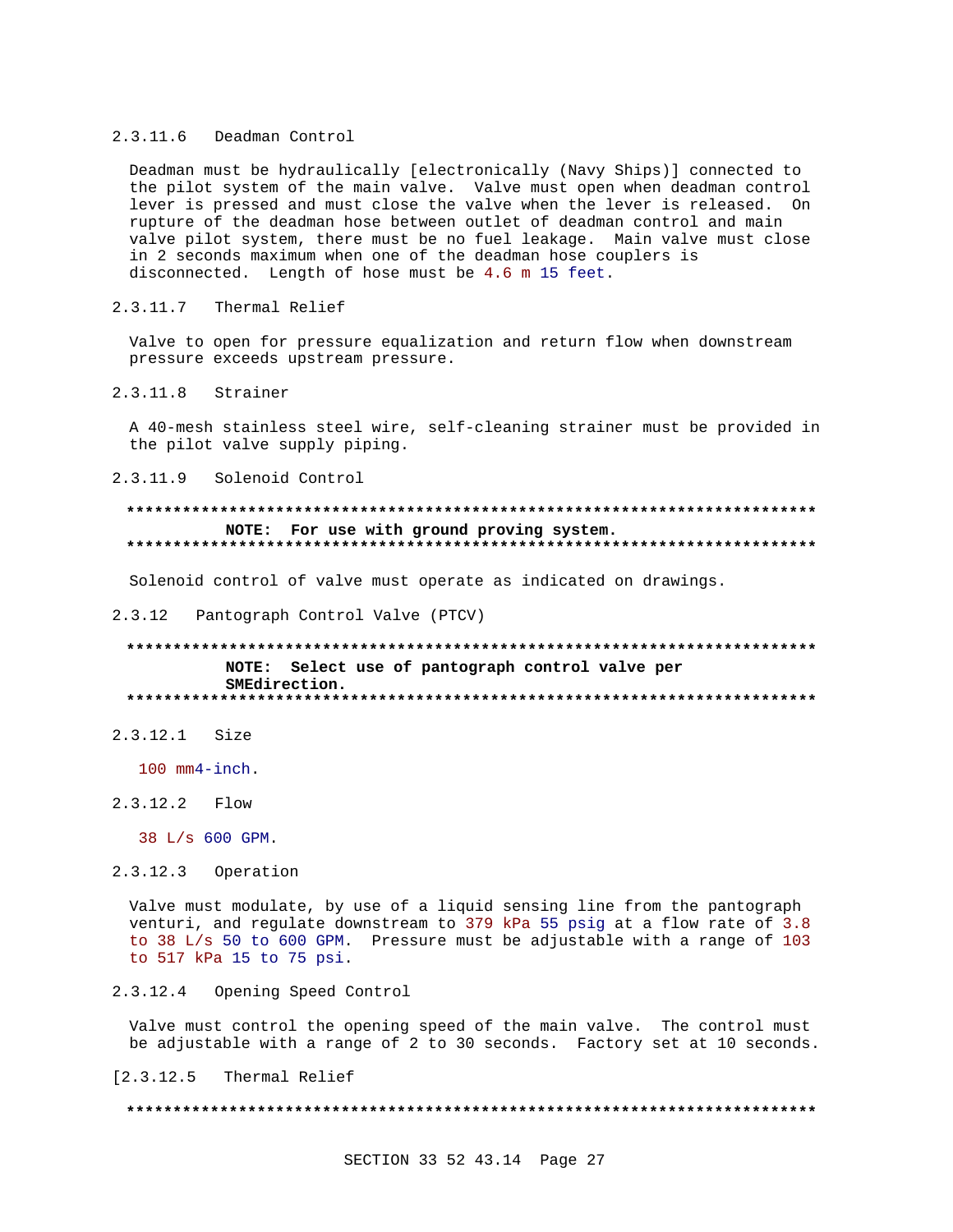#### 2.3.11.6 Deadman Control

Deadman must be hydraulically [electronically (Navy Ships)] connected to the pilot system of the main valve. Valve must open when deadman control lever is pressed and must close the valve when the lever is released. On rupture of the deadman hose between outlet of deadman control and main valve pilot system, there must be no fuel leakage. Main valve must close in 2 seconds maximum when one of the deadman hose couplers is disconnected. Length of hose must be 4.6 m 15 feet.

#### 2.3.11.7 Thermal Relief

Valve to open for pressure equalization and return flow when downstream pressure exceeds upstream pressure.

#### 2.3.11.8 Strainer

A 40-mesh stainless steel wire, self-cleaning strainer must be provided in the pilot valve supply piping.

#### 2.3.11.9 Solenoid Control

**************************************************************************
**NOTE: For use with ground proving system.**
**************************************************************************

Solenoid control of valve must operate as indicated on drawings.

### 2.3.12 Pantograph Control Valve (PTCV)

**************************************************************************
**NOTE: Select use of pantograph control valve per SMEdirection.**
**************************************************************************

#### 2.3.12.1 Size

100 mm4-inch.

#### 2.3.12.2 Flow

38 L/s 600 GPM.

#### 2.3.12.3 Operation

Valve must modulate, by use of a liquid sensing line from the pantograph venturi, and regulate downstream to 379 kPa 55 psig at a flow rate of 3.8 to 38 L/s 50 to 600 GPM. Pressure must be adjustable with a range of 103 to 517 kPa 15 to 75 psi.

#### 2.3.12.4 Opening Speed Control

Valve must control the opening speed of the main valve. The control must be adjustable with a range of 2 to 30 seconds. Factory set at 10 seconds.

#### [2.3.12.5 Thermal Relief

**************************************************************************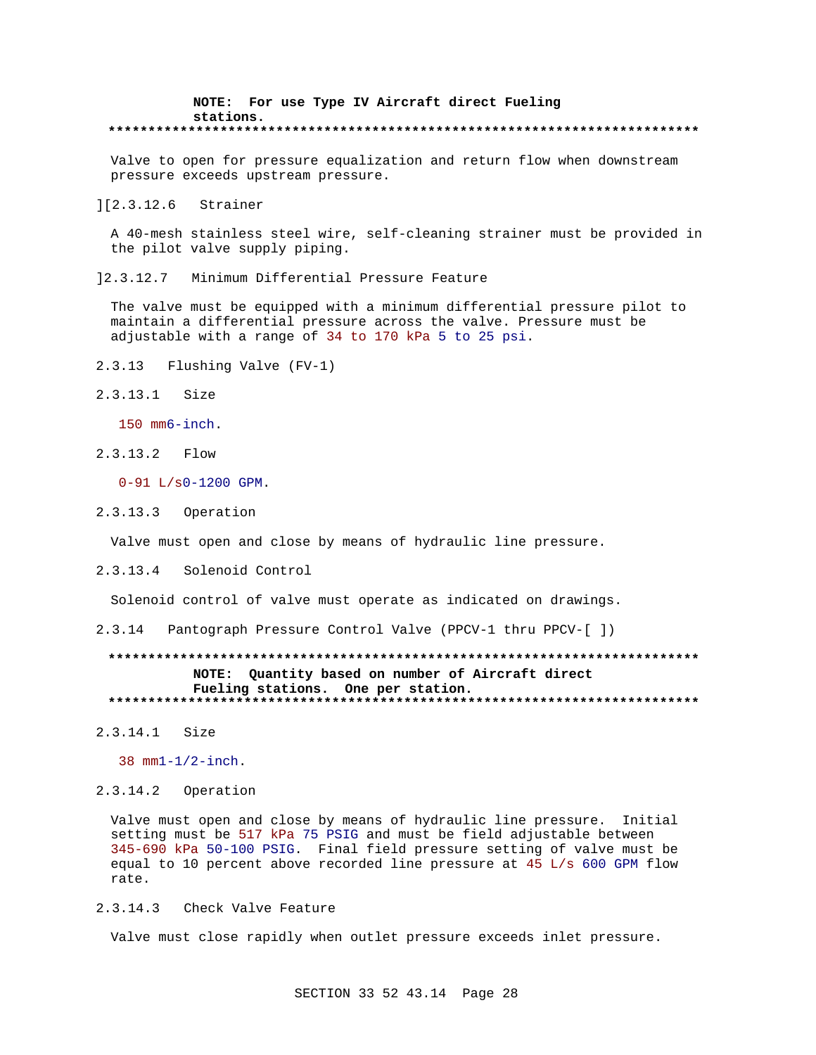**NOTE: For use Type IV Aircraft direct Fueling stations.**

**************************************************************************

Valve to open for pressure equalization and return flow when downstream pressure exceeds upstream pressure.

][2.3.12.6 Strainer

A 40-mesh stainless steel wire, self-cleaning strainer must be provided in the pilot valve supply piping.

]2.3.12.7 Minimum Differential Pressure Feature

The valve must be equipped with a minimum differential pressure pilot to maintain a differential pressure across the valve. Pressure must be adjustable with a range of 34 to 170 kPa 5 to 25 psi.

2.3.13 Flushing Valve (FV-1)

2.3.13.1 Size

150 mm6-inch.

2.3.13.2 Flow

0-91 L/s0-1200 GPM.

2.3.13.3 Operation

Valve must open and close by means of hydraulic line pressure.

2.3.13.4 Solenoid Control

Solenoid control of valve must operate as indicated on drawings.

2.3.14 Pantograph Pressure Control Valve (PPCV-1 thru PPCV-[ ])

**************************************************************************

**NOTE: Quantity based on number of Aircraft direct Fueling stations. One per station.**

**************************************************************************

2.3.14.1 Size

38 mm1-1/2-inch.

2.3.14.2 Operation

Valve must open and close by means of hydraulic line pressure. Initial setting must be 517 kPa 75 PSIG and must be field adjustable between 345-690 kPa 50-100 PSIG. Final field pressure setting of valve must be equal to 10 percent above recorded line pressure at 45 L/s 600 GPM flow rate.

2.3.14.3 Check Valve Feature

Valve must close rapidly when outlet pressure exceeds inlet pressure.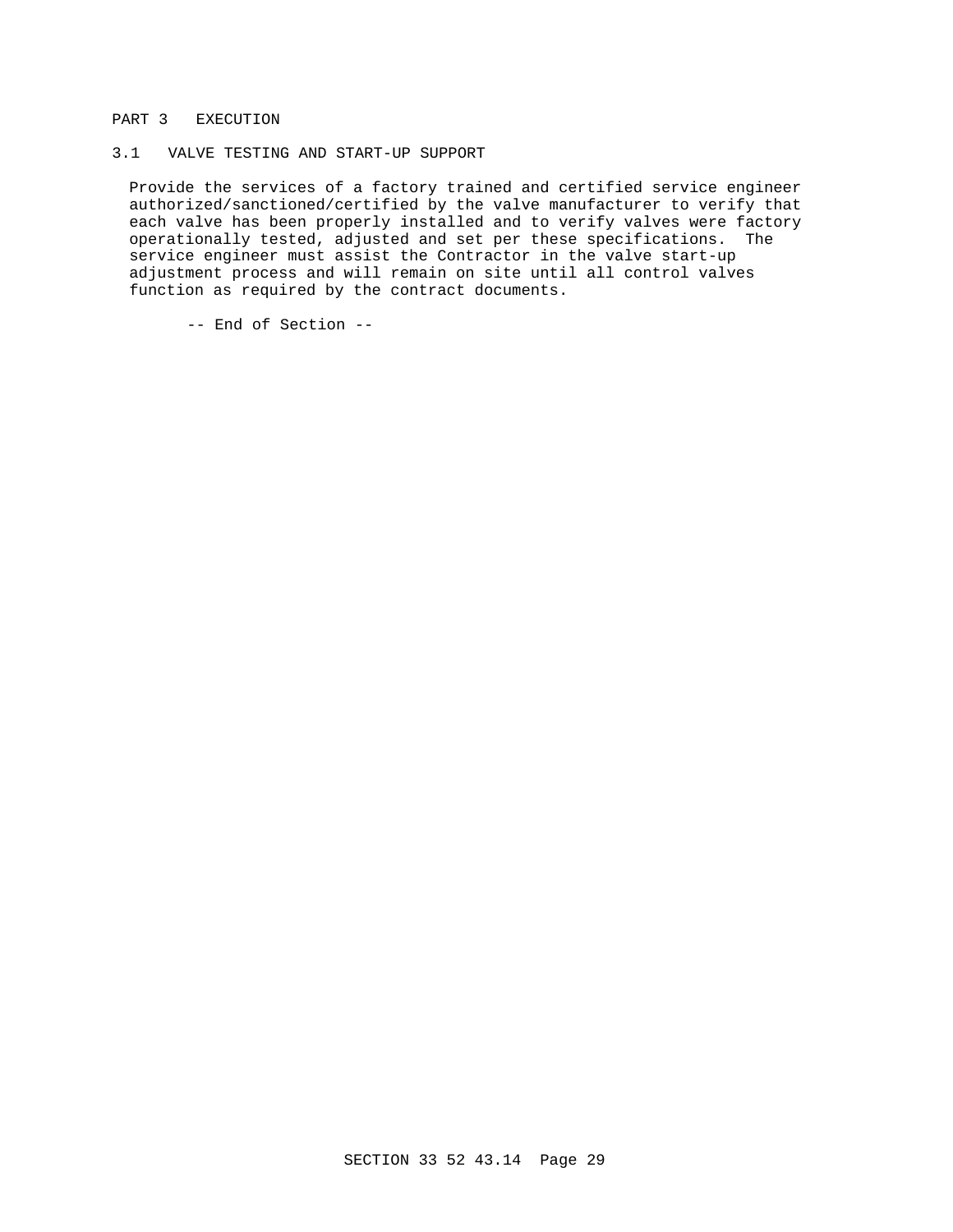# PART 3 EXECUTION

## 3.1 VALVE TESTING AND START-UP SUPPORT

Provide the services of a factory trained and certified service engineer authorized/sanctioned/certified by the valve manufacturer to verify that each valve has been properly installed and to verify valves were factory operationally tested, adjusted and set per these specifications. The service engineer must assist the Contractor in the valve start-up adjustment process and will remain on site until all control valves function as required by the contract documents.

-- End of Section --